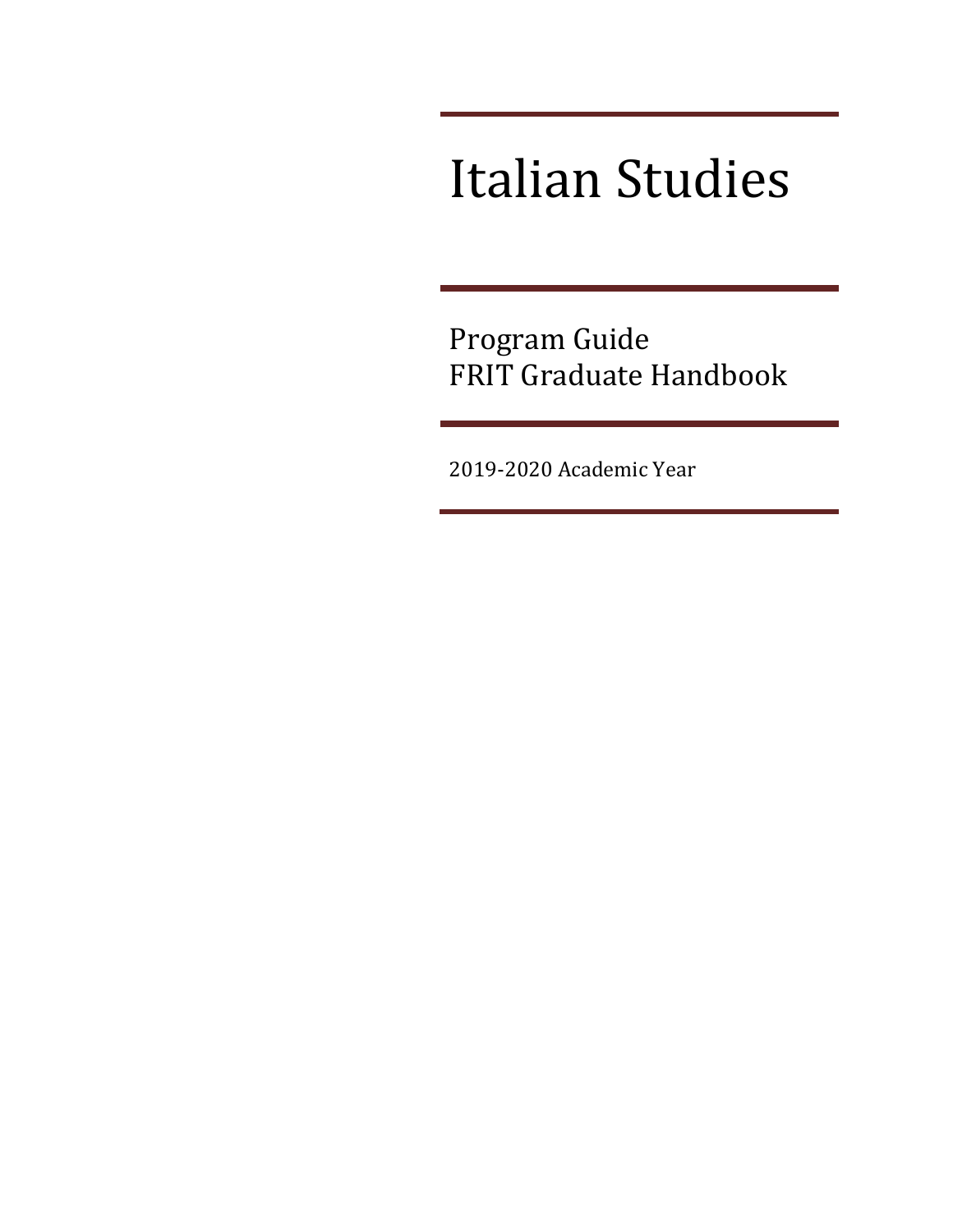# Italian Studies

## Program Guide
## FRIT Graduate Handbook

2019-2020 Academic Year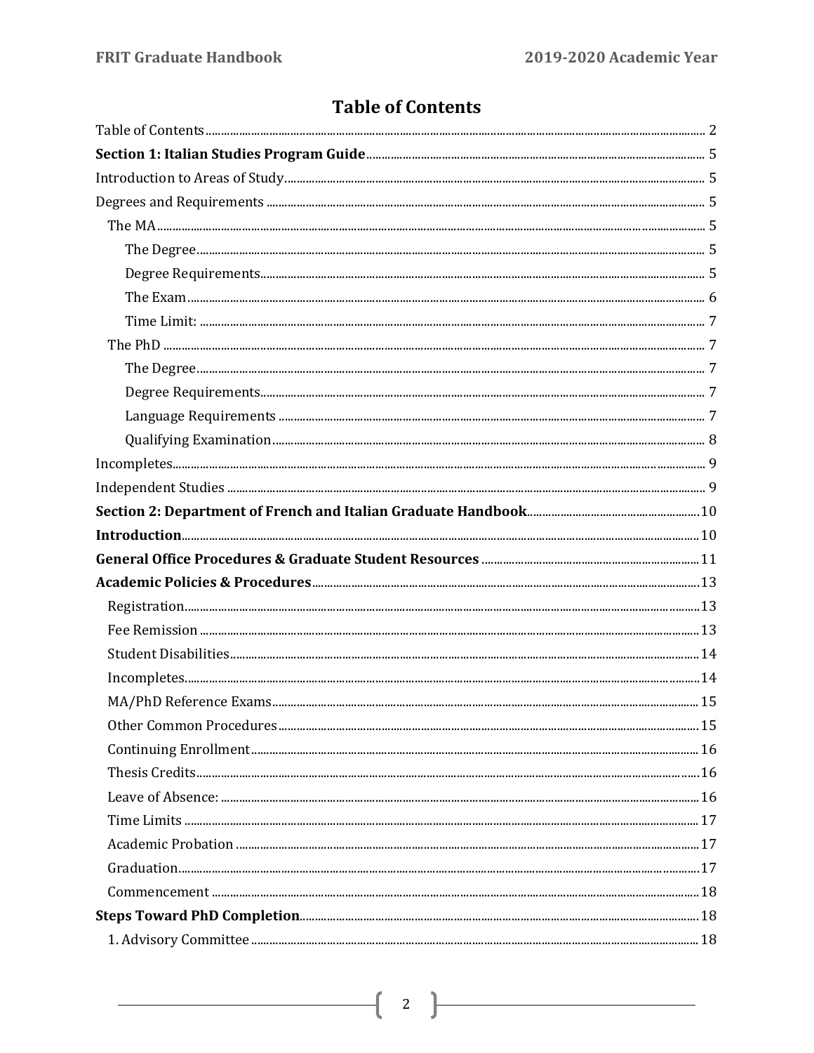# Table of Contents

Table of Contents ..... 2

**Section 1: Italian Studies Program Guide** ..... 5

Introduction to Areas of Study ..... 5

Degrees and Requirements ..... 5

- The MA ..... 5
  - The Degree ..... 5
  - Degree Requirements ..... 5
  - The Exam ..... 6
  - Time Limit: ..... 7
- The PhD ..... 7
  - The Degree ..... 7
  - Degree Requirements ..... 7
  - Language Requirements ..... 7
  - Qualifying Examination ..... 8

Incompletes ..... 9

Independent Studies ..... 9

**Section 2: Department of French and Italian Graduate Handbook** ..... 10

**Introduction** ..... 10

**General Office Procedures & Graduate Student Resources** ..... 11

**Academic Policies & Procedures** ..... 13

- Registration ..... 13
- Fee Remission ..... 13
- Student Disabilities ..... 14
- Incompletes ..... 14
- MA/PhD Reference Exams ..... 15
- Other Common Procedures ..... 15
- Continuing Enrollment ..... 16
- Thesis Credits ..... 16
- Leave of Absence: ..... 16
- Time Limits ..... 17
- Academic Probation ..... 17
- Graduation ..... 17
- Commencement ..... 18

**Steps Toward PhD Completion** ..... 18

- 1. Advisory Committee ..... 18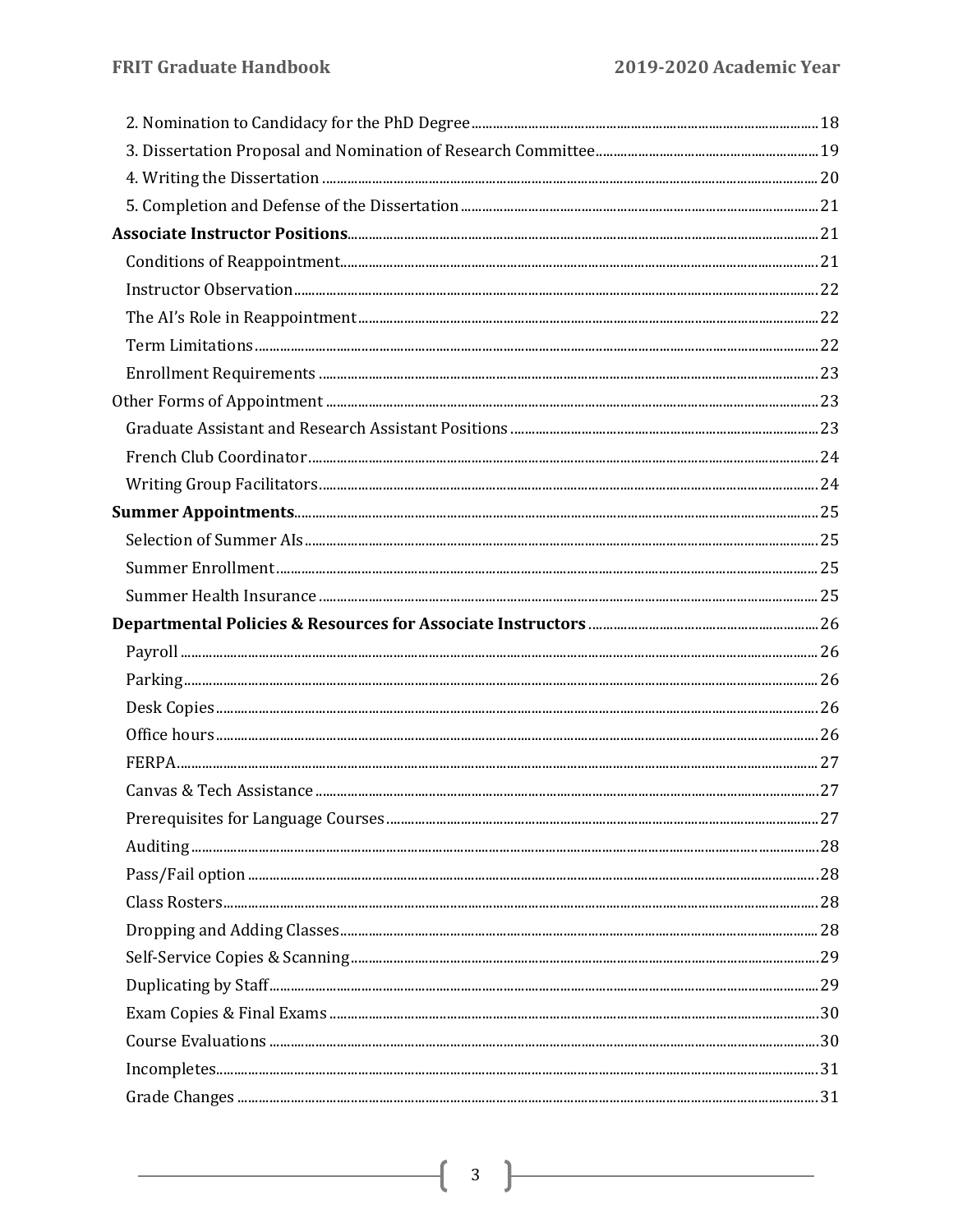2. Nomination to Candidacy for the PhD Degree .......... 18
3. Dissertation Proposal and Nomination of Research Committee .......... 19
4. Writing the Dissertation .......... 20
5. Completion and Defense of the Dissertation .......... 21

**Associate Instructor Positions** .......... 21
- Conditions of Reappointment .......... 21
- Instructor Observation .......... 22
- The AI's Role in Reappointment .......... 22
- Term Limitations .......... 22
- Enrollment Requirements .......... 23

Other Forms of Appointment .......... 23
- Graduate Assistant and Research Assistant Positions .......... 23
- French Club Coordinator .......... 24
- Writing Group Facilitators .......... 24

**Summer Appointments** .......... 25
- Selection of Summer AIs .......... 25
- Summer Enrollment .......... 25
- Summer Health Insurance .......... 25

**Departmental Policies & Resources for Associate Instructors** .......... 26
- Payroll .......... 26
- Parking .......... 26
- Desk Copies .......... 26
- Office hours .......... 26
- FERPA .......... 27
- Canvas & Tech Assistance .......... 27
- Prerequisites for Language Courses .......... 27
- Auditing .......... 28
- Pass/Fail option .......... 28
- Class Rosters .......... 28
- Dropping and Adding Classes .......... 28
- Self-Service Copies & Scanning .......... 29
- Duplicating by Staff .......... 29
- Exam Copies & Final Exams .......... 30
- Course Evaluations .......... 30
- Incompletes .......... 31
- Grade Changes .......... 31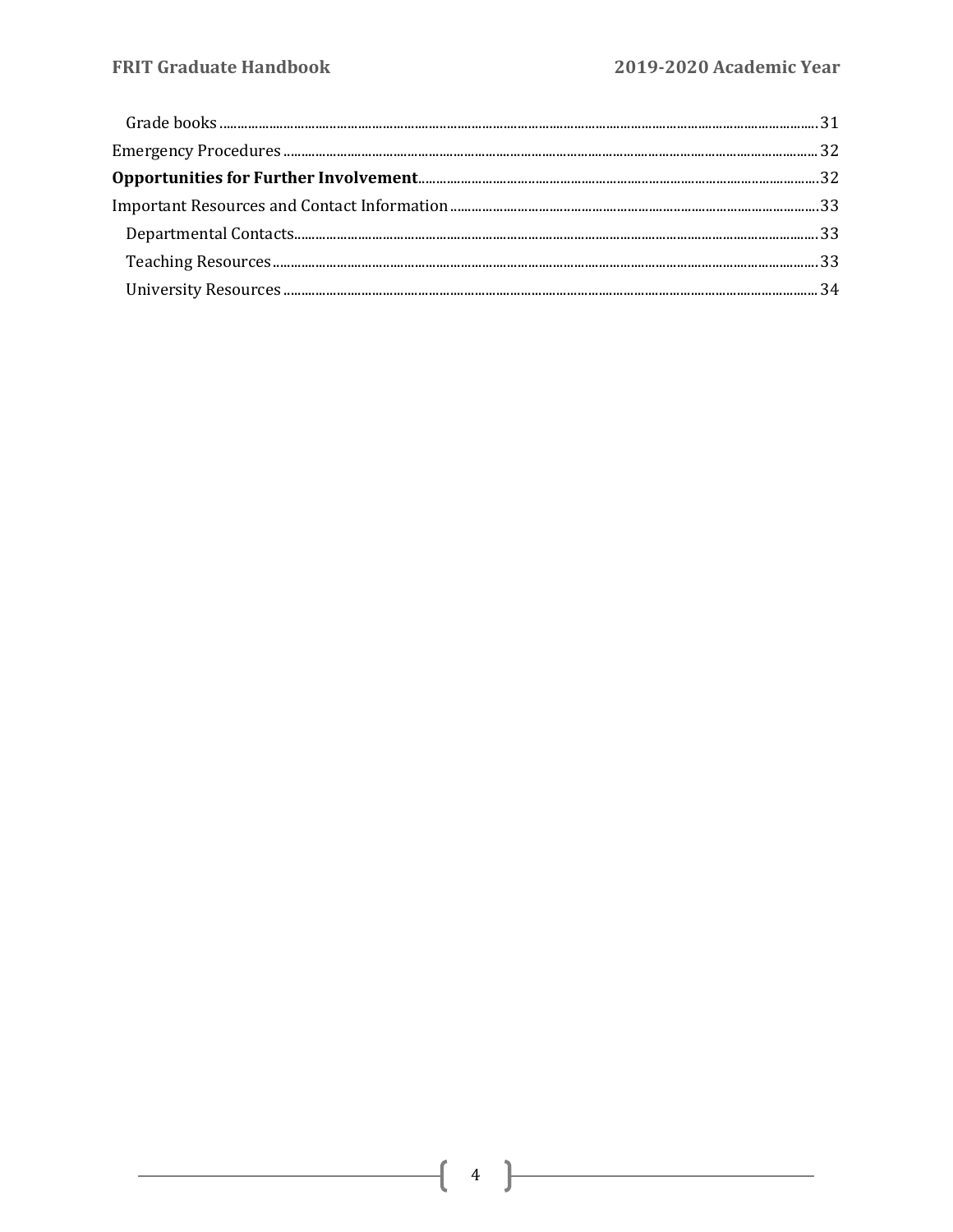- Grade books ........ 31
Emergency Procedures ........ 32
**Opportunities for Further Involvement** ........ 32
Important Resources and Contact Information ........ 33
- Departmental Contacts ........ 33
- Teaching Resources ........ 33
- University Resources ........ 34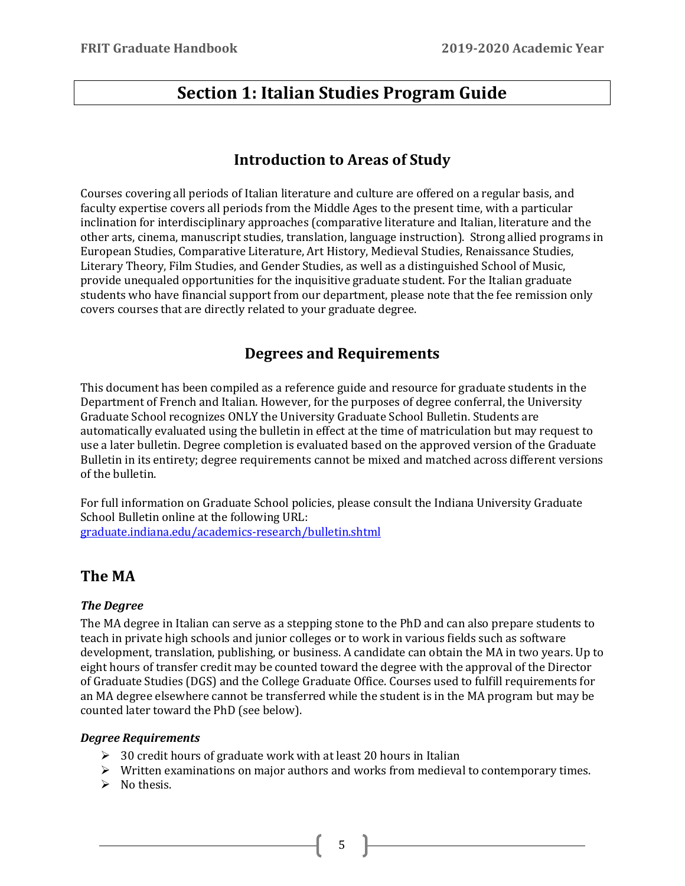# Section 1: Italian Studies Program Guide

## Introduction to Areas of Study

Courses covering all periods of Italian literature and culture are offered on a regular basis, and faculty expertise covers all periods from the Middle Ages to the present time, with a particular inclination for interdisciplinary approaches (comparative literature and Italian, literature and the other arts, cinema, manuscript studies, translation, language instruction). Strong allied programs in European Studies, Comparative Literature, Art History, Medieval Studies, Renaissance Studies, Literary Theory, Film Studies, and Gender Studies, as well as a distinguished School of Music, provide unequaled opportunities for the inquisitive graduate student. For the Italian graduate students who have financial support from our department, please note that the fee remission only covers courses that are directly related to your graduate degree.

## Degrees and Requirements

This document has been compiled as a reference guide and resource for graduate students in the Department of French and Italian. However, for the purposes of degree conferral, the University Graduate School recognizes ONLY the University Graduate School Bulletin. Students are automatically evaluated using the bulletin in effect at the time of matriculation but may request to use a later bulletin. Degree completion is evaluated based on the approved version of the Graduate Bulletin in its entirety; degree requirements cannot be mixed and matched across different versions of the bulletin.

For full information on Graduate School policies, please consult the Indiana University Graduate School Bulletin online at the following URL:
[graduate.indiana.edu/academics-research/bulletin.shtml](graduate.indiana.edu/academics-research/bulletin.shtml)

### The MA

#### *The Degree*

The MA degree in Italian can serve as a stepping stone to the PhD and can also prepare students to teach in private high schools and junior colleges or to work in various fields such as software development, translation, publishing, or business. A candidate can obtain the MA in two years. Up to eight hours of transfer credit may be counted toward the degree with the approval of the Director of Graduate Studies (DGS) and the College Graduate Office. Courses used to fulfill requirements for an MA degree elsewhere cannot be transferred while the student is in the MA program but may be counted later toward the PhD (see below).

#### *Degree Requirements*

- 30 credit hours of graduate work with at least 20 hours in Italian
- Written examinations on major authors and works from medieval to contemporary times.
- No thesis.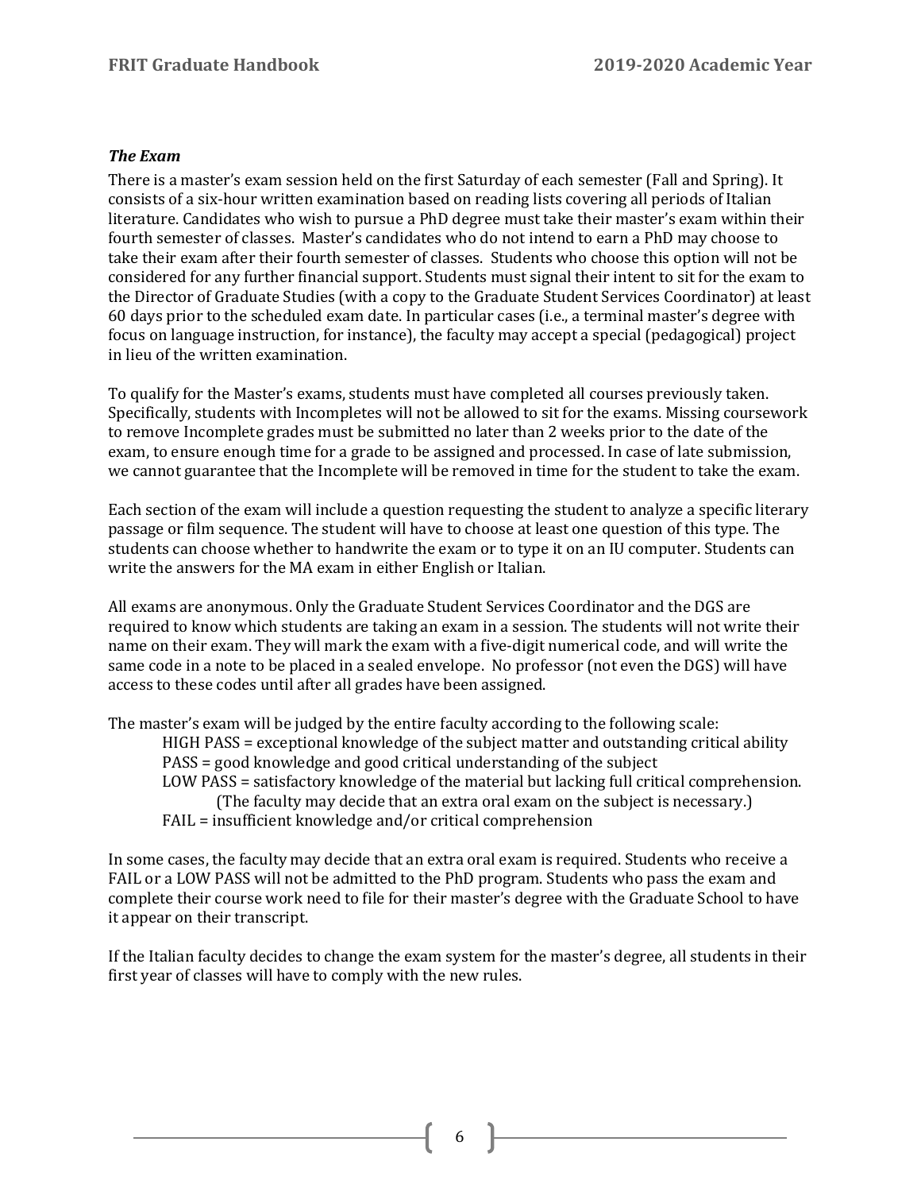### *The Exam*

There is a master's exam session held on the first Saturday of each semester (Fall and Spring). It consists of a six-hour written examination based on reading lists covering all periods of Italian literature. Candidates who wish to pursue a PhD degree must take their master's exam within their fourth semester of classes. Master's candidates who do not intend to earn a PhD may choose to take their exam after their fourth semester of classes. Students who choose this option will not be considered for any further financial support. Students must signal their intent to sit for the exam to the Director of Graduate Studies (with a copy to the Graduate Student Services Coordinator) at least 60 days prior to the scheduled exam date. In particular cases (i.e., a terminal master's degree with focus on language instruction, for instance), the faculty may accept a special (pedagogical) project in lieu of the written examination.

To qualify for the Master's exams, students must have completed all courses previously taken. Specifically, students with Incompletes will not be allowed to sit for the exams. Missing coursework to remove Incomplete grades must be submitted no later than 2 weeks prior to the date of the exam, to ensure enough time for a grade to be assigned and processed. In case of late submission, we cannot guarantee that the Incomplete will be removed in time for the student to take the exam.

Each section of the exam will include a question requesting the student to analyze a specific literary passage or film sequence. The student will have to choose at least one question of this type. The students can choose whether to handwrite the exam or to type it on an IU computer. Students can write the answers for the MA exam in either English or Italian.

All exams are anonymous. Only the Graduate Student Services Coordinator and the DGS are required to know which students are taking an exam in a session. The students will not write their name on their exam. They will mark the exam with a five-digit numerical code, and will write the same code in a note to be placed in a sealed envelope. No professor (not even the DGS) will have access to these codes until after all grades have been assigned.

The master's exam will be judged by the entire faculty according to the following scale:

- HIGH PASS = exceptional knowledge of the subject matter and outstanding critical ability
- PASS = good knowledge and good critical understanding of the subject
- LOW PASS = satisfactory knowledge of the material but lacking full critical comprehension. (The faculty may decide that an extra oral exam on the subject is necessary.)
- FAIL = insufficient knowledge and/or critical comprehension

In some cases, the faculty may decide that an extra oral exam is required. Students who receive a FAIL or a LOW PASS will not be admitted to the PhD program. Students who pass the exam and complete their course work need to file for their master's degree with the Graduate School to have it appear on their transcript.

If the Italian faculty decides to change the exam system for the master's degree, all students in their first year of classes will have to comply with the new rules.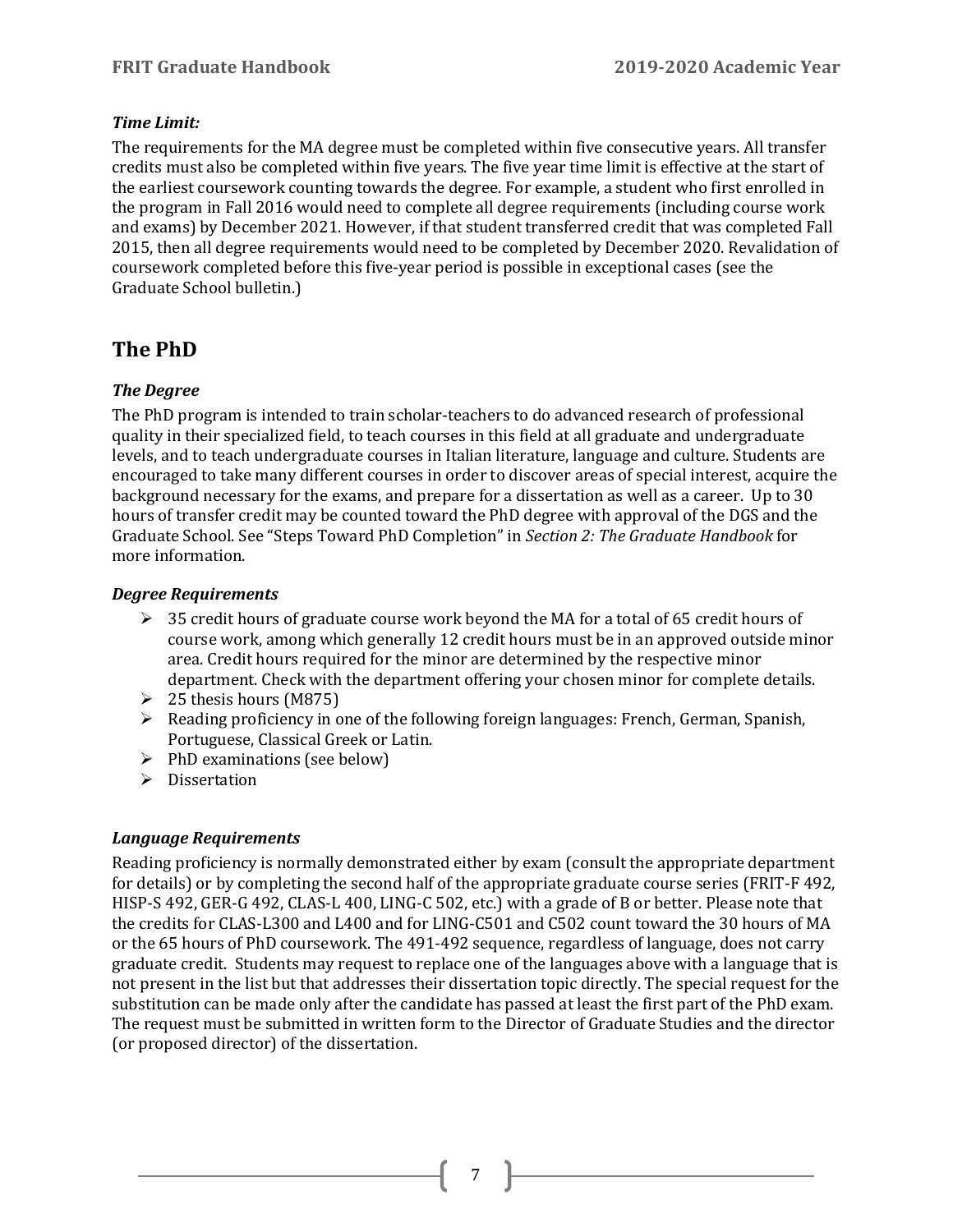### *Time Limit:*

The requirements for the MA degree must be completed within five consecutive years. All transfer credits must also be completed within five years. The five year time limit is effective at the start of the earliest coursework counting towards the degree. For example, a student who first enrolled in the program in Fall 2016 would need to complete all degree requirements (including course work and exams) by December 2021. However, if that student transferred credit that was completed Fall 2015, then all degree requirements would need to be completed by December 2020. Revalidation of coursework completed before this five-year period is possible in exceptional cases (see the Graduate School bulletin.)

## The PhD

### *The Degree*

The PhD program is intended to train scholar-teachers to do advanced research of professional quality in their specialized field, to teach courses in this field at all graduate and undergraduate levels, and to teach undergraduate courses in Italian literature, language and culture. Students are encouraged to take many different courses in order to discover areas of special interest, acquire the background necessary for the exams, and prepare for a dissertation as well as a career. Up to 30 hours of transfer credit may be counted toward the PhD degree with approval of the DGS and the Graduate School. See "Steps Toward PhD Completion" in *Section 2: The Graduate Handbook* for more information.

### *Degree Requirements*

- 35 credit hours of graduate course work beyond the MA for a total of 65 credit hours of course work, among which generally 12 credit hours must be in an approved outside minor area. Credit hours required for the minor are determined by the respective minor department. Check with the department offering your chosen minor for complete details.
- 25 thesis hours (M875)
- Reading proficiency in one of the following foreign languages: French, German, Spanish, Portuguese, Classical Greek or Latin.
- PhD examinations (see below)
- Dissertation

### *Language Requirements*

Reading proficiency is normally demonstrated either by exam (consult the appropriate department for details) or by completing the second half of the appropriate graduate course series (FRIT-F 492, HISP-S 492, GER-G 492, CLAS-L 400, LING-C 502, etc.) with a grade of B or better. Please note that the credits for CLAS-L300 and L400 and for LING-C501 and C502 count toward the 30 hours of MA or the 65 hours of PhD coursework. The 491-492 sequence, regardless of language, does not carry graduate credit. Students may request to replace one of the languages above with a language that is not present in the list but that addresses their dissertation topic directly. The special request for the substitution can be made only after the candidate has passed at least the first part of the PhD exam. The request must be submitted in written form to the Director of Graduate Studies and the director (or proposed director) of the dissertation.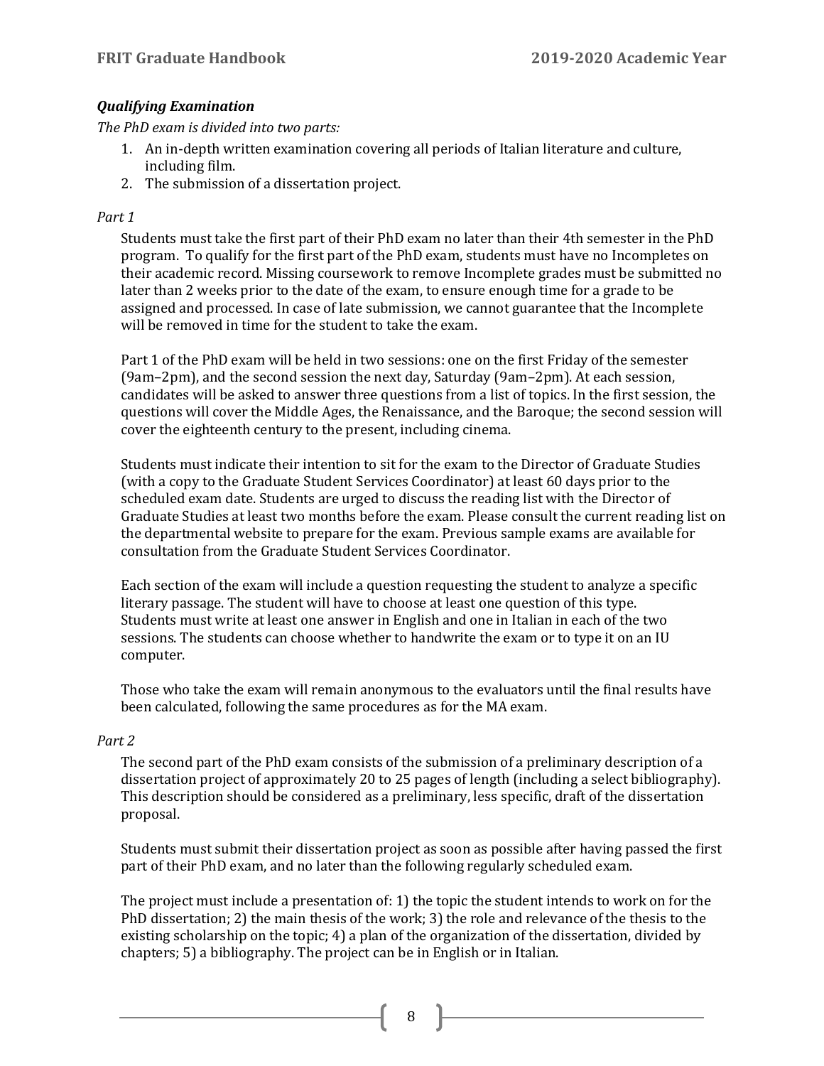### ***Qualifying Examination***

*The PhD exam is divided into two parts:*

1. An in-depth written examination covering all periods of Italian literature and culture, including film.
2. The submission of a dissertation project.

*Part 1*

Students must take the first part of their PhD exam no later than their 4th semester in the PhD program. To qualify for the first part of the PhD exam, students must have no Incompletes on their academic record. Missing coursework to remove Incomplete grades must be submitted no later than 2 weeks prior to the date of the exam, to ensure enough time for a grade to be assigned and processed. In case of late submission, we cannot guarantee that the Incomplete will be removed in time for the student to take the exam.

Part 1 of the PhD exam will be held in two sessions: one on the first Friday of the semester (9am–2pm), and the second session the next day, Saturday (9am–2pm). At each session, candidates will be asked to answer three questions from a list of topics. In the first session, the questions will cover the Middle Ages, the Renaissance, and the Baroque; the second session will cover the eighteenth century to the present, including cinema.

Students must indicate their intention to sit for the exam to the Director of Graduate Studies (with a copy to the Graduate Student Services Coordinator) at least 60 days prior to the scheduled exam date. Students are urged to discuss the reading list with the Director of Graduate Studies at least two months before the exam. Please consult the current reading list on the departmental website to prepare for the exam. Previous sample exams are available for consultation from the Graduate Student Services Coordinator.

Each section of the exam will include a question requesting the student to analyze a specific literary passage. The student will have to choose at least one question of this type. Students must write at least one answer in English and one in Italian in each of the two sessions. The students can choose whether to handwrite the exam or to type it on an IU computer.

Those who take the exam will remain anonymous to the evaluators until the final results have been calculated, following the same procedures as for the MA exam.

*Part 2*

The second part of the PhD exam consists of the submission of a preliminary description of a dissertation project of approximately 20 to 25 pages of length (including a select bibliography). This description should be considered as a preliminary, less specific, draft of the dissertation proposal.

Students must submit their dissertation project as soon as possible after having passed the first part of their PhD exam, and no later than the following regularly scheduled exam.

The project must include a presentation of: 1) the topic the student intends to work on for the PhD dissertation; 2) the main thesis of the work; 3) the role and relevance of the thesis to the existing scholarship on the topic; 4) a plan of the organization of the dissertation, divided by chapters; 5) a bibliography. The project can be in English or in Italian.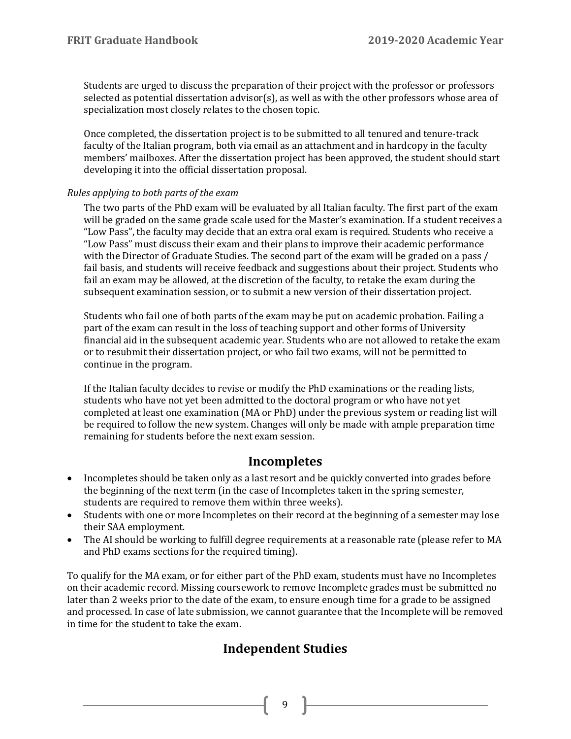Students are urged to discuss the preparation of their project with the professor or professors selected as potential dissertation advisor(s), as well as with the other professors whose area of specialization most closely relates to the chosen topic.

Once completed, the dissertation project is to be submitted to all tenured and tenure-track faculty of the Italian program, both via email as an attachment and in hardcopy in the faculty members' mailboxes. After the dissertation project has been approved, the student should start developing it into the official dissertation proposal.

*Rules applying to both parts of the exam*

The two parts of the PhD exam will be evaluated by all Italian faculty. The first part of the exam will be graded on the same grade scale used for the Master's examination. If a student receives a "Low Pass", the faculty may decide that an extra oral exam is required. Students who receive a "Low Pass" must discuss their exam and their plans to improve their academic performance with the Director of Graduate Studies. The second part of the exam will be graded on a pass / fail basis, and students will receive feedback and suggestions about their project. Students who fail an exam may be allowed, at the discretion of the faculty, to retake the exam during the subsequent examination session, or to submit a new version of their dissertation project.

Students who fail one of both parts of the exam may be put on academic probation. Failing a part of the exam can result in the loss of teaching support and other forms of University financial aid in the subsequent academic year. Students who are not allowed to retake the exam or to resubmit their dissertation project, or who fail two exams, will not be permitted to continue in the program.

If the Italian faculty decides to revise or modify the PhD examinations or the reading lists, students who have not yet been admitted to the doctoral program or who have not yet completed at least one examination (MA or PhD) under the previous system or reading list will be required to follow the new system. Changes will only be made with ample preparation time remaining for students before the next exam session.

## Incompletes

- Incompletes should be taken only as a last resort and be quickly converted into grades before the beginning of the next term (in the case of Incompletes taken in the spring semester, students are required to remove them within three weeks).
- Students with one or more Incompletes on their record at the beginning of a semester may lose their SAA employment.
- The AI should be working to fulfill degree requirements at a reasonable rate (please refer to MA and PhD exams sections for the required timing).

To qualify for the MA exam, or for either part of the PhD exam, students must have no Incompletes on their academic record. Missing coursework to remove Incomplete grades must be submitted no later than 2 weeks prior to the date of the exam, to ensure enough time for a grade to be assigned and processed. In case of late submission, we cannot guarantee that the Incomplete will be removed in time for the student to take the exam.

## Independent Studies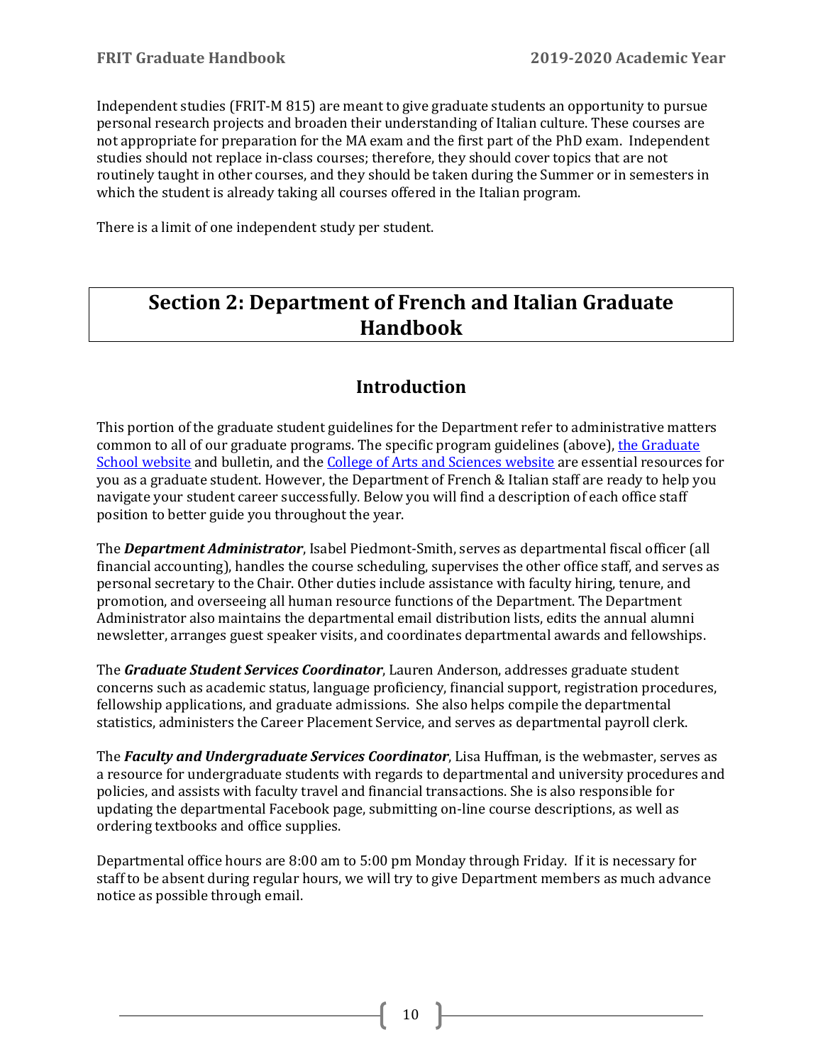Independent studies (FRIT-M 815) are meant to give graduate students an opportunity to pursue personal research projects and broaden their understanding of Italian culture. These courses are not appropriate for preparation for the MA exam and the first part of the PhD exam. Independent studies should not replace in-class courses; therefore, they should cover topics that are not routinely taught in other courses, and they should be taken during the Summer or in semesters in which the student is already taking all courses offered in the Italian program.

There is a limit of one independent study per student.

# Section 2: Department of French and Italian Graduate Handbook

## Introduction

This portion of the graduate student guidelines for the Department refer to administrative matters common to all of our graduate programs. The specific program guidelines (above), the Graduate School website and bulletin, and the College of Arts and Sciences website are essential resources for you as a graduate student. However, the Department of French & Italian staff are ready to help you navigate your student career successfully. Below you will find a description of each office staff position to better guide you throughout the year.

The ***Department Administrator***, Isabel Piedmont-Smith, serves as departmental fiscal officer (all financial accounting), handles the course scheduling, supervises the other office staff, and serves as personal secretary to the Chair. Other duties include assistance with faculty hiring, tenure, and promotion, and overseeing all human resource functions of the Department. The Department Administrator also maintains the departmental email distribution lists, edits the annual alumni newsletter, arranges guest speaker visits, and coordinates departmental awards and fellowships.

The ***Graduate Student Services Coordinator***, Lauren Anderson, addresses graduate student concerns such as academic status, language proficiency, financial support, registration procedures, fellowship applications, and graduate admissions. She also helps compile the departmental statistics, administers the Career Placement Service, and serves as departmental payroll clerk.

The ***Faculty and Undergraduate Services Coordinator***, Lisa Huffman, is the webmaster, serves as a resource for undergraduate students with regards to departmental and university procedures and policies, and assists with faculty travel and financial transactions. She is also responsible for updating the departmental Facebook page, submitting on-line course descriptions, as well as ordering textbooks and office supplies.

Departmental office hours are 8:00 am to 5:00 pm Monday through Friday. If it is necessary for staff to be absent during regular hours, we will try to give Department members as much advance notice as possible through email.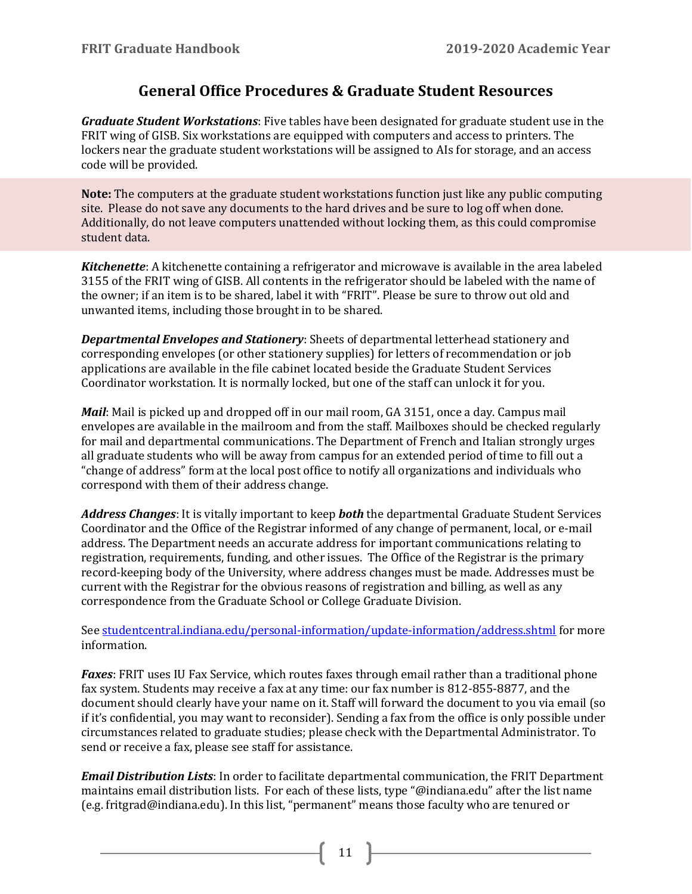## General Office Procedures & Graduate Student Resources

***Graduate Student Workstations***: Five tables have been designated for graduate student use in the FRIT wing of GISB. Six workstations are equipped with computers and access to printers. The lockers near the graduate student workstations will be assigned to AIs for storage, and an access code will be provided.

**Note:** The computers at the graduate student workstations function just like any public computing site. Please do not save any documents to the hard drives and be sure to log off when done. Additionally, do not leave computers unattended without locking them, as this could compromise student data.

***Kitchenette***: A kitchenette containing a refrigerator and microwave is available in the area labeled 3155 of the FRIT wing of GISB. All contents in the refrigerator should be labeled with the name of the owner; if an item is to be shared, label it with "FRIT". Please be sure to throw out old and unwanted items, including those brought in to be shared.

***Departmental Envelopes and Stationery***: Sheets of departmental letterhead stationery and corresponding envelopes (or other stationery supplies) for letters of recommendation or job applications are available in the file cabinet located beside the Graduate Student Services Coordinator workstation. It is normally locked, but one of the staff can unlock it for you.

***Mail***: Mail is picked up and dropped off in our mail room, GA 3151, once a day. Campus mail envelopes are available in the mailroom and from the staff. Mailboxes should be checked regularly for mail and departmental communications. The Department of French and Italian strongly urges all graduate students who will be away from campus for an extended period of time to fill out a "change of address" form at the local post office to notify all organizations and individuals who correspond with them of their address change.

***Address Changes***: It is vitally important to keep ***both*** the departmental Graduate Student Services Coordinator and the Office of the Registrar informed of any change of permanent, local, or e-mail address. The Department needs an accurate address for important communications relating to registration, requirements, funding, and other issues. The Office of the Registrar is the primary record-keeping body of the University, where address changes must be made. Addresses must be current with the Registrar for the obvious reasons of registration and billing, as well as any correspondence from the Graduate School or College Graduate Division.

See studentcentral.indiana.edu/personal-information/update-information/address.shtml for more information.

***Faxes***: FRIT uses IU Fax Service, which routes faxes through email rather than a traditional phone fax system. Students may receive a fax at any time: our fax number is 812-855-8877, and the document should clearly have your name on it. Staff will forward the document to you via email (so if it's confidential, you may want to reconsider). Sending a fax from the office is only possible under circumstances related to graduate studies; please check with the Departmental Administrator. To send or receive a fax, please see staff for assistance.

***Email Distribution Lists***: In order to facilitate departmental communication, the FRIT Department maintains email distribution lists. For each of these lists, type "@indiana.edu" after the list name (e.g. fritgrad@indiana.edu). In this list, "permanent" means those faculty who are tenured or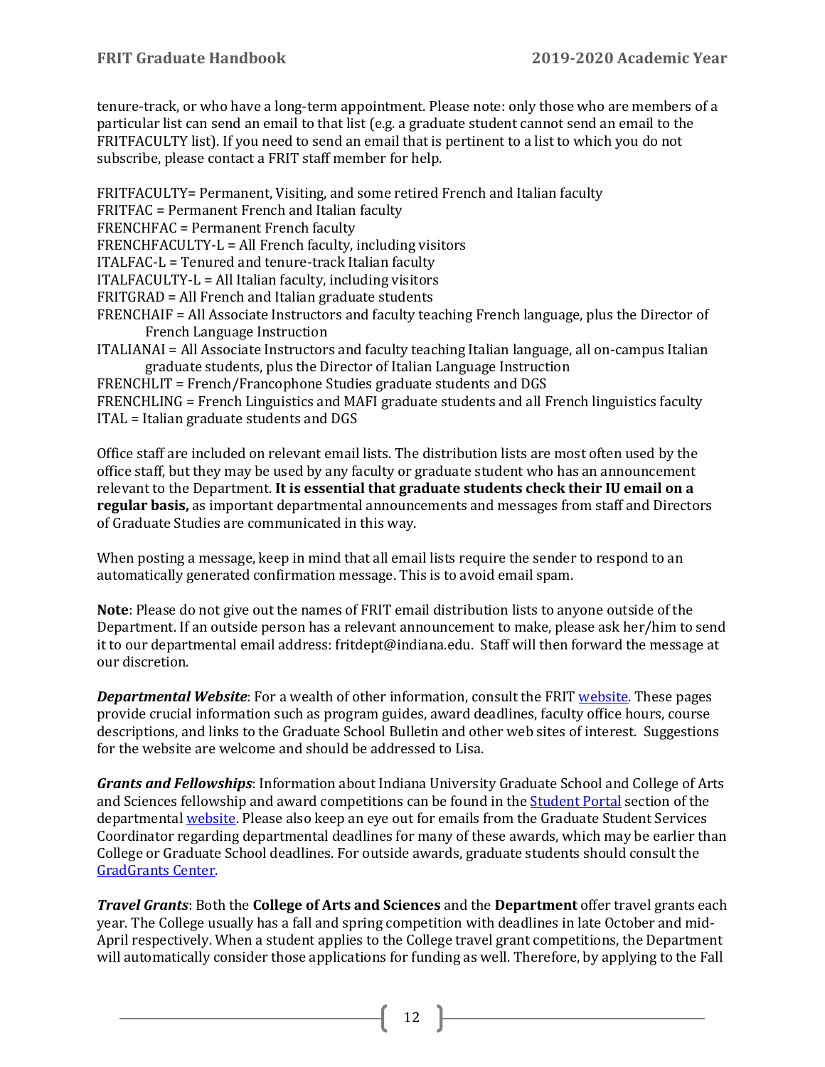tenure-track, or who have a long-term appointment. Please note: only those who are members of a particular list can send an email to that list (e.g. a graduate student cannot send an email to the FRITFACULTY list). If you need to send an email that is pertinent to a list to which you do not subscribe, please contact a FRIT staff member for help.

FRITFACULTY= Permanent, Visiting, and some retired French and Italian faculty
FRITFAC = Permanent French and Italian faculty
FRENCHFAC = Permanent French faculty
FRENCHFACULTY-L = All French faculty, including visitors
ITALFAC-L = Tenured and tenure-track Italian faculty
ITALFACULTY-L = All Italian faculty, including visitors
FRITGRAD = All French and Italian graduate students
FRENCHAIF = All Associate Instructors and faculty teaching French language, plus the Director of French Language Instruction
ITALIANAI = All Associate Instructors and faculty teaching Italian language, all on-campus Italian graduate students, plus the Director of Italian Language Instruction
FRENCHLIT = French/Francophone Studies graduate students and DGS
FRENCHLING = French Linguistics and MAFI graduate students and all French linguistics faculty
ITAL = Italian graduate students and DGS

Office staff are included on relevant email lists. The distribution lists are most often used by the office staff, but they may be used by any faculty or graduate student who has an announcement relevant to the Department. **It is essential that graduate students check their IU email on a regular basis,** as important departmental announcements and messages from staff and Directors of Graduate Studies are communicated in this way.

When posting a message, keep in mind that all email lists require the sender to respond to an automatically generated confirmation message. This is to avoid email spam.

**Note**: Please do not give out the names of FRIT email distribution lists to anyone outside of the Department. If an outside person has a relevant announcement to make, please ask her/him to send it to our departmental email address: fritdept@indiana.edu. Staff will then forward the message at our discretion.

***Departmental Website***: For a wealth of other information, consult the FRIT website. These pages provide crucial information such as program guides, award deadlines, faculty office hours, course descriptions, and links to the Graduate School Bulletin and other web sites of interest. Suggestions for the website are welcome and should be addressed to Lisa.

***Grants and Fellowships***: Information about Indiana University Graduate School and College of Arts and Sciences fellowship and award competitions can be found in the Student Portal section of the departmental website. Please also keep an eye out for emails from the Graduate Student Services Coordinator regarding departmental deadlines for many of these awards, which may be earlier than College or Graduate School deadlines. For outside awards, graduate students should consult the GradGrants Center.

***Travel Grants***: Both the **College of Arts and Sciences** and the **Department** offer travel grants each year. The College usually has a fall and spring competition with deadlines in late October and mid-April respectively. When a student applies to the College travel grant competitions, the Department will automatically consider those applications for funding as well. Therefore, by applying to the Fall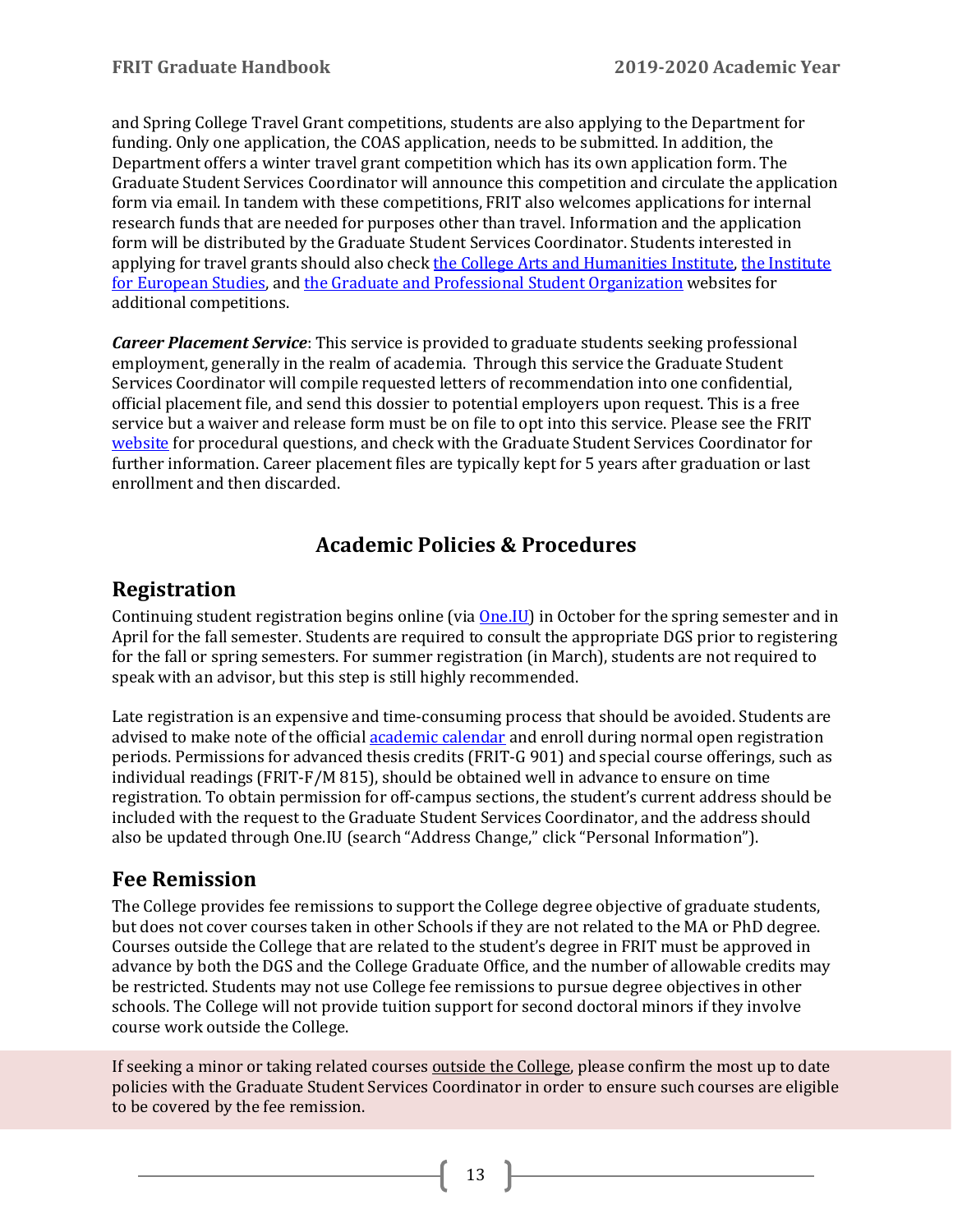and Spring College Travel Grant competitions, students are also applying to the Department for funding. Only one application, the COAS application, needs to be submitted. In addition, the Department offers a winter travel grant competition which has its own application form. The Graduate Student Services Coordinator will announce this competition and circulate the application form via email. In tandem with these competitions, FRIT also welcomes applications for internal research funds that are needed for purposes other than travel. Information and the application form will be distributed by the Graduate Student Services Coordinator. Students interested in applying for travel grants should also check the College Arts and Humanities Institute, the Institute for European Studies, and the Graduate and Professional Student Organization websites for additional competitions.

***Career Placement Service***: This service is provided to graduate students seeking professional employment, generally in the realm of academia. Through this service the Graduate Student Services Coordinator will compile requested letters of recommendation into one confidential, official placement file, and send this dossier to potential employers upon request. This is a free service but a waiver and release form must be on file to opt into this service. Please see the FRIT website for procedural questions, and check with the Graduate Student Services Coordinator for further information. Career placement files are typically kept for 5 years after graduation or last enrollment and then discarded.

# Academic Policies & Procedures

## Registration

Continuing student registration begins online (via One.IU) in October for the spring semester and in April for the fall semester. Students are required to consult the appropriate DGS prior to registering for the fall or spring semesters. For summer registration (in March), students are not required to speak with an advisor, but this step is still highly recommended.

Late registration is an expensive and time-consuming process that should be avoided. Students are advised to make note of the official academic calendar and enroll during normal open registration periods. Permissions for advanced thesis credits (FRIT-G 901) and special course offerings, such as individual readings (FRIT-F/M 815), should be obtained well in advance to ensure on time registration. To obtain permission for off-campus sections, the student's current address should be included with the request to the Graduate Student Services Coordinator, and the address should also be updated through One.IU (search "Address Change," click "Personal Information").

## Fee Remission

The College provides fee remissions to support the College degree objective of graduate students, but does not cover courses taken in other Schools if they are not related to the MA or PhD degree. Courses outside the College that are related to the student's degree in FRIT must be approved in advance by both the DGS and the College Graduate Office, and the number of allowable credits may be restricted. Students may not use College fee remissions to pursue degree objectives in other schools. The College will not provide tuition support for second doctoral minors if they involve course work outside the College.

If seeking a minor or taking related courses outside the College, please confirm the most up to date policies with the Graduate Student Services Coordinator in order to ensure such courses are eligible to be covered by the fee remission.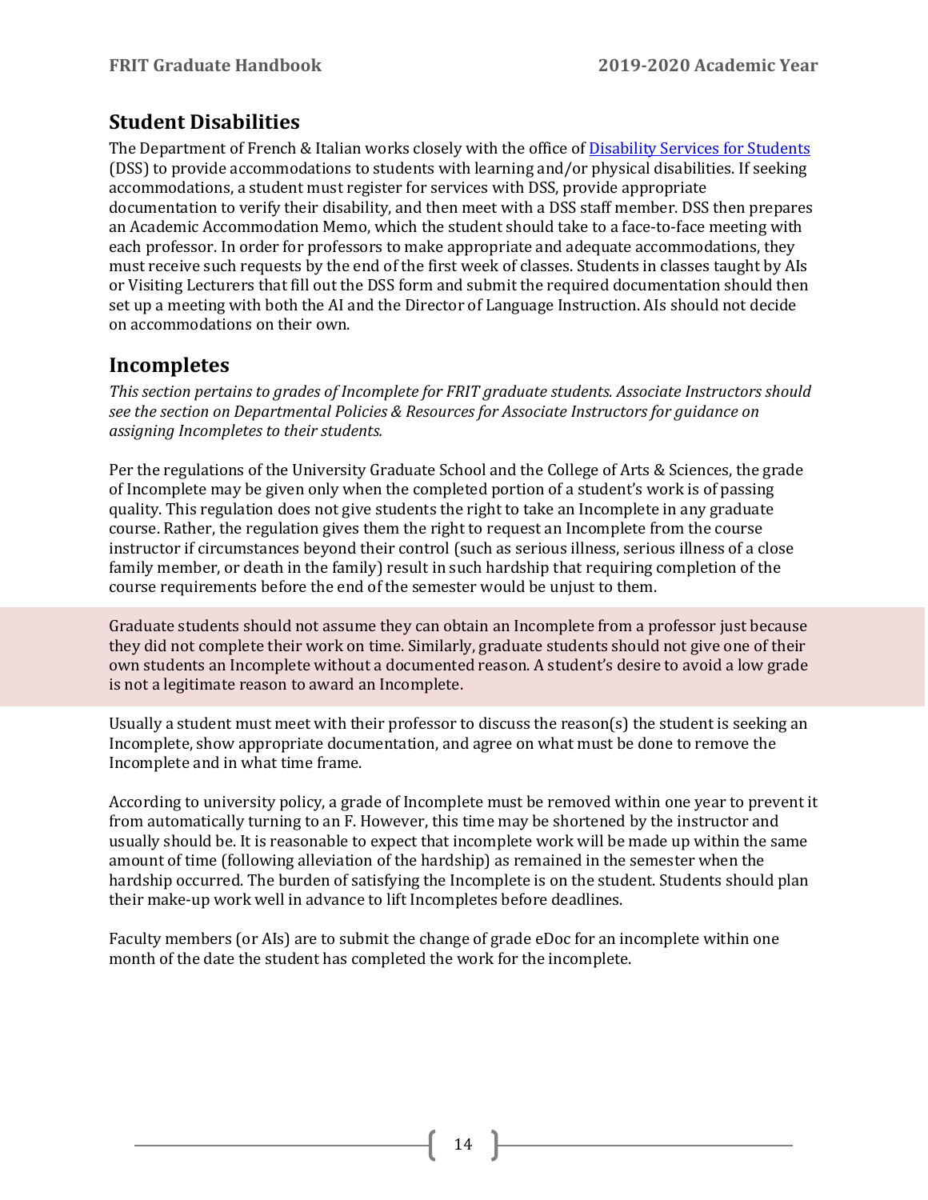## Student Disabilities

The Department of French & Italian works closely with the office of Disability Services for Students (DSS) to provide accommodations to students with learning and/or physical disabilities. If seeking accommodations, a student must register for services with DSS, provide appropriate documentation to verify their disability, and then meet with a DSS staff member. DSS then prepares an Academic Accommodation Memo, which the student should take to a face-to-face meeting with each professor. In order for professors to make appropriate and adequate accommodations, they must receive such requests by the end of the first week of classes. Students in classes taught by AIs or Visiting Lecturers that fill out the DSS form and submit the required documentation should then set up a meeting with both the AI and the Director of Language Instruction. AIs should not decide on accommodations on their own.

## Incompletes

*This section pertains to grades of Incomplete for FRIT graduate students. Associate Instructors should see the section on Departmental Policies & Resources for Associate Instructors for guidance on assigning Incompletes to their students.*

Per the regulations of the University Graduate School and the College of Arts & Sciences, the grade of Incomplete may be given only when the completed portion of a student's work is of passing quality. This regulation does not give students the right to take an Incomplete in any graduate course. Rather, the regulation gives them the right to request an Incomplete from the course instructor if circumstances beyond their control (such as serious illness, serious illness of a close family member, or death in the family) result in such hardship that requiring completion of the course requirements before the end of the semester would be unjust to them.

Graduate students should not assume they can obtain an Incomplete from a professor just because they did not complete their work on time. Similarly, graduate students should not give one of their own students an Incomplete without a documented reason. A student's desire to avoid a low grade is not a legitimate reason to award an Incomplete.

Usually a student must meet with their professor to discuss the reason(s) the student is seeking an Incomplete, show appropriate documentation, and agree on what must be done to remove the Incomplete and in what time frame.

According to university policy, a grade of Incomplete must be removed within one year to prevent it from automatically turning to an F. However, this time may be shortened by the instructor and usually should be. It is reasonable to expect that incomplete work will be made up within the same amount of time (following alleviation of the hardship) as remained in the semester when the hardship occurred. The burden of satisfying the Incomplete is on the student. Students should plan their make-up work well in advance to lift Incompletes before deadlines.

Faculty members (or AIs) are to submit the change of grade eDoc for an incomplete within one month of the date the student has completed the work for the incomplete.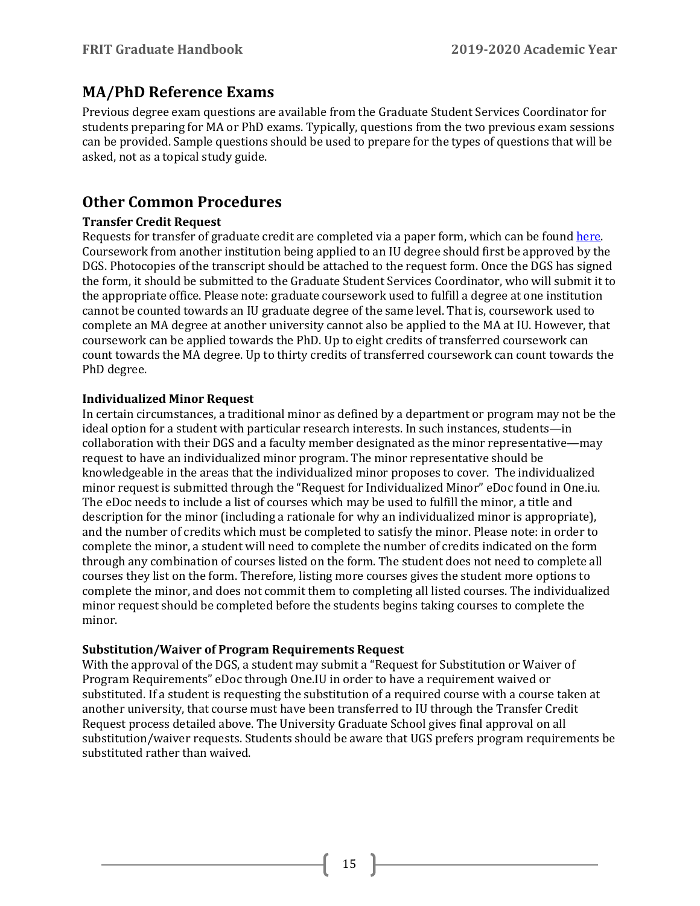## MA/PhD Reference Exams

Previous degree exam questions are available from the Graduate Student Services Coordinator for students preparing for MA or PhD exams. Typically, questions from the two previous exam sessions can be provided. Sample questions should be used to prepare for the types of questions that will be asked, not as a topical study guide.

## Other Common Procedures

### Transfer Credit Request

Requests for transfer of graduate credit are completed via a paper form, which can be found here. Coursework from another institution being applied to an IU degree should first be approved by the DGS. Photocopies of the transcript should be attached to the request form. Once the DGS has signed the form, it should be submitted to the Graduate Student Services Coordinator, who will submit it to the appropriate office. Please note: graduate coursework used to fulfill a degree at one institution cannot be counted towards an IU graduate degree of the same level. That is, coursework used to complete an MA degree at another university cannot also be applied to the MA at IU. However, that coursework can be applied towards the PhD. Up to eight credits of transferred coursework can count towards the MA degree. Up to thirty credits of transferred coursework can count towards the PhD degree.

### Individualized Minor Request

In certain circumstances, a traditional minor as defined by a department or program may not be the ideal option for a student with particular research interests. In such instances, students—in collaboration with their DGS and a faculty member designated as the minor representative—may request to have an individualized minor program. The minor representative should be knowledgeable in the areas that the individualized minor proposes to cover. The individualized minor request is submitted through the "Request for Individualized Minor" eDoc found in One.iu. The eDoc needs to include a list of courses which may be used to fulfill the minor, a title and description for the minor (including a rationale for why an individualized minor is appropriate), and the number of credits which must be completed to satisfy the minor. Please note: in order to complete the minor, a student will need to complete the number of credits indicated on the form through any combination of courses listed on the form. The student does not need to complete all courses they list on the form. Therefore, listing more courses gives the student more options to complete the minor, and does not commit them to completing all listed courses. The individualized minor request should be completed before the students begins taking courses to complete the minor.

### Substitution/Waiver of Program Requirements Request

With the approval of the DGS, a student may submit a "Request for Substitution or Waiver of Program Requirements" eDoc through One.IU in order to have a requirement waived or substituted. If a student is requesting the substitution of a required course with a course taken at another university, that course must have been transferred to IU through the Transfer Credit Request process detailed above. The University Graduate School gives final approval on all substitution/waiver requests. Students should be aware that UGS prefers program requirements be substituted rather than waived.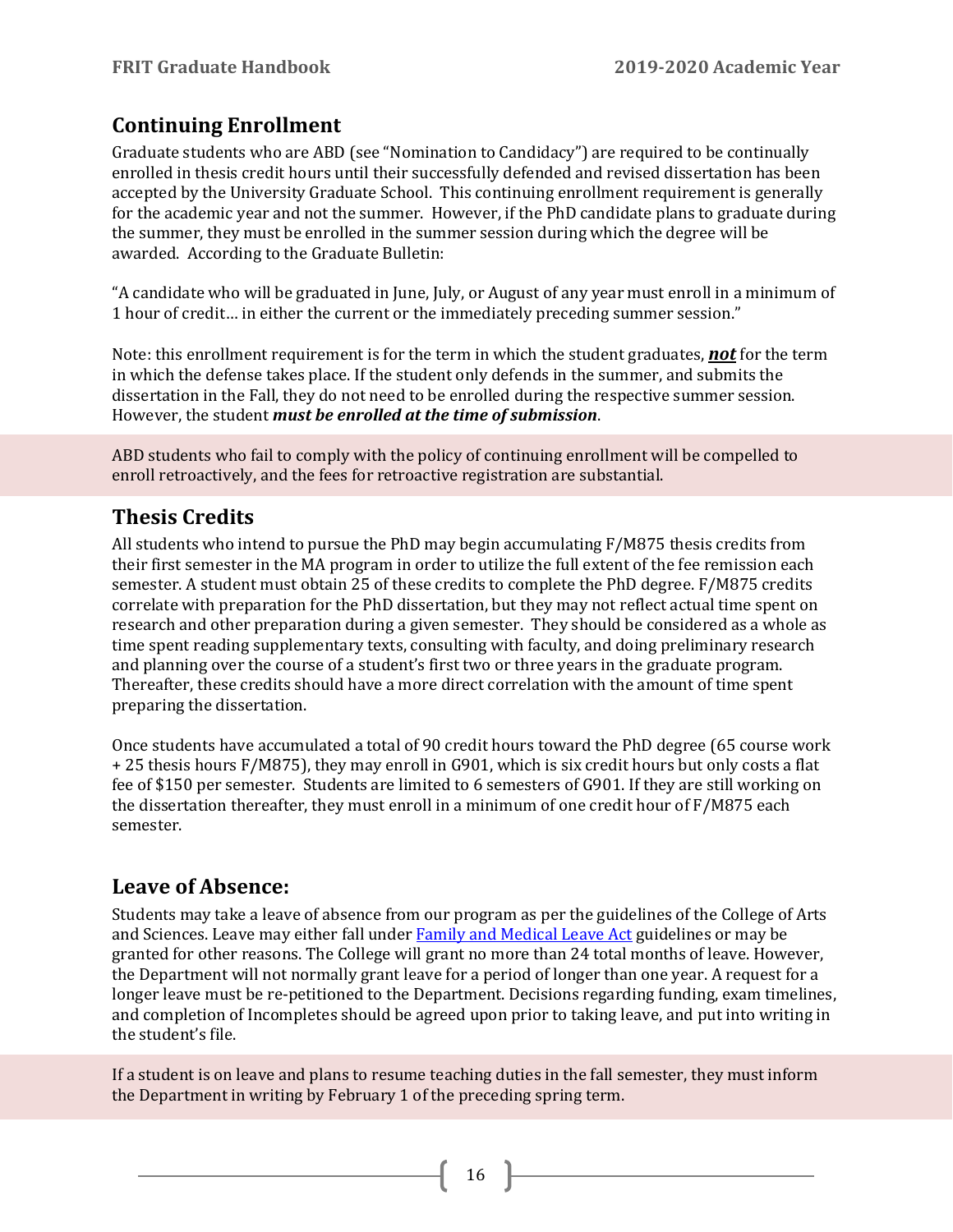## Continuing Enrollment

Graduate students who are ABD (see "Nomination to Candidacy") are required to be continually enrolled in thesis credit hours until their successfully defended and revised dissertation has been accepted by the University Graduate School. This continuing enrollment requirement is generally for the academic year and not the summer. However, if the PhD candidate plans to graduate during the summer, they must be enrolled in the summer session during which the degree will be awarded. According to the Graduate Bulletin:

"A candidate who will be graduated in June, July, or August of any year must enroll in a minimum of 1 hour of credit… in either the current or the immediately preceding summer session."

Note: this enrollment requirement is for the term in which the student graduates, ***not*** for the term in which the defense takes place. If the student only defends in the summer, and submits the dissertation in the Fall, they do not need to be enrolled during the respective summer session. However, the student ***must be enrolled at the time of submission***.

ABD students who fail to comply with the policy of continuing enrollment will be compelled to enroll retroactively, and the fees for retroactive registration are substantial.

## Thesis Credits

All students who intend to pursue the PhD may begin accumulating F/M875 thesis credits from their first semester in the MA program in order to utilize the full extent of the fee remission each semester. A student must obtain 25 of these credits to complete the PhD degree. F/M875 credits correlate with preparation for the PhD dissertation, but they may not reflect actual time spent on research and other preparation during a given semester. They should be considered as a whole as time spent reading supplementary texts, consulting with faculty, and doing preliminary research and planning over the course of a student's first two or three years in the graduate program. Thereafter, these credits should have a more direct correlation with the amount of time spent preparing the dissertation.

Once students have accumulated a total of 90 credit hours toward the PhD degree (65 course work + 25 thesis hours F/M875), they may enroll in G901, which is six credit hours but only costs a flat fee of $150 per semester. Students are limited to 6 semesters of G901. If they are still working on the dissertation thereafter, they must enroll in a minimum of one credit hour of F/M875 each semester.

## Leave of Absence:

Students may take a leave of absence from our program as per the guidelines of the College of Arts and Sciences. Leave may either fall under Family and Medical Leave Act guidelines or may be granted for other reasons. The College will grant no more than 24 total months of leave. However, the Department will not normally grant leave for a period of longer than one year. A request for a longer leave must be re-petitioned to the Department. Decisions regarding funding, exam timelines, and completion of Incompletes should be agreed upon prior to taking leave, and put into writing in the student's file.

If a student is on leave and plans to resume teaching duties in the fall semester, they must inform the Department in writing by February 1 of the preceding spring term.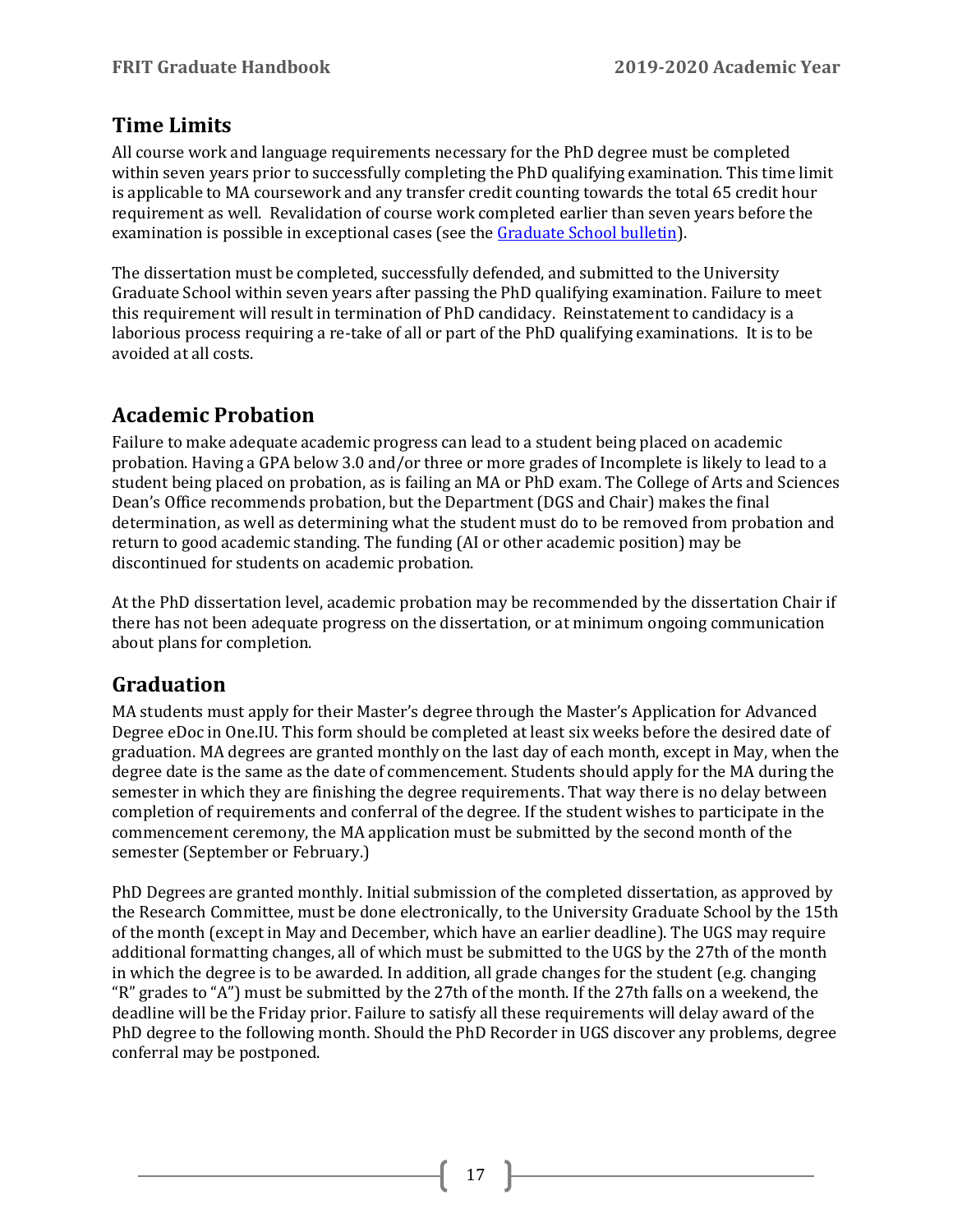## Time Limits

All course work and language requirements necessary for the PhD degree must be completed within seven years prior to successfully completing the PhD qualifying examination. This time limit is applicable to MA coursework and any transfer credit counting towards the total 65 credit hour requirement as well. Revalidation of course work completed earlier than seven years before the examination is possible in exceptional cases (see the [Graduate School bulletin]).

The dissertation must be completed, successfully defended, and submitted to the University Graduate School within seven years after passing the PhD qualifying examination. Failure to meet this requirement will result in termination of PhD candidacy. Reinstatement to candidacy is a laborious process requiring a re-take of all or part of the PhD qualifying examinations. It is to be avoided at all costs.

## Academic Probation

Failure to make adequate academic progress can lead to a student being placed on academic probation. Having a GPA below 3.0 and/or three or more grades of Incomplete is likely to lead to a student being placed on probation, as is failing an MA or PhD exam. The College of Arts and Sciences Dean's Office recommends probation, but the Department (DGS and Chair) makes the final determination, as well as determining what the student must do to be removed from probation and return to good academic standing. The funding (AI or other academic position) may be discontinued for students on academic probation.

At the PhD dissertation level, academic probation may be recommended by the dissertation Chair if there has not been adequate progress on the dissertation, or at minimum ongoing communication about plans for completion.

## Graduation

MA students must apply for their Master's degree through the Master's Application for Advanced Degree eDoc in One.IU. This form should be completed at least six weeks before the desired date of graduation. MA degrees are granted monthly on the last day of each month, except in May, when the degree date is the same as the date of commencement. Students should apply for the MA during the semester in which they are finishing the degree requirements. That way there is no delay between completion of requirements and conferral of the degree. If the student wishes to participate in the commencement ceremony, the MA application must be submitted by the second month of the semester (September or February.)

PhD Degrees are granted monthly. Initial submission of the completed dissertation, as approved by the Research Committee, must be done electronically, to the University Graduate School by the 15th of the month (except in May and December, which have an earlier deadline). The UGS may require additional formatting changes, all of which must be submitted to the UGS by the 27th of the month in which the degree is to be awarded. In addition, all grade changes for the student (e.g. changing "R" grades to "A") must be submitted by the 27th of the month. If the 27th falls on a weekend, the deadline will be the Friday prior. Failure to satisfy all these requirements will delay award of the PhD degree to the following month. Should the PhD Recorder in UGS discover any problems, degree conferral may be postponed.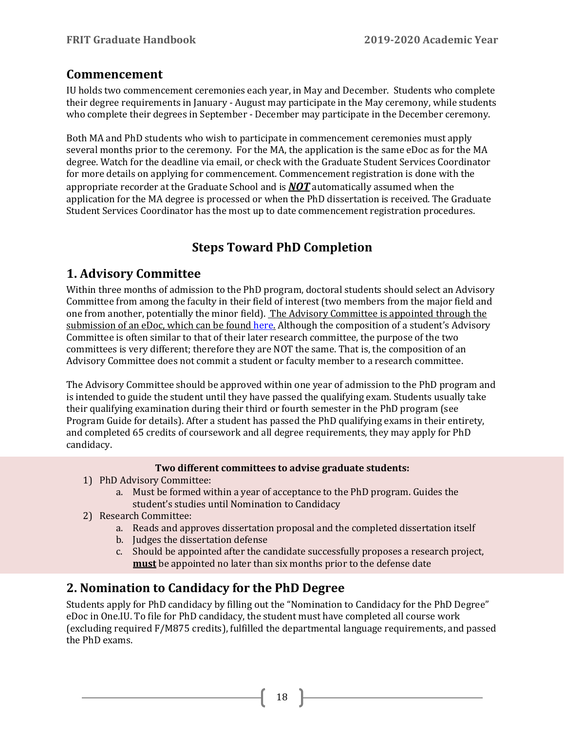## Commencement

IU holds two commencement ceremonies each year, in May and December. Students who complete their degree requirements in January - August may participate in the May ceremony, while students who complete their degrees in September - December may participate in the December ceremony.

Both MA and PhD students who wish to participate in commencement ceremonies must apply several months prior to the ceremony. For the MA, the application is the same eDoc as for the MA degree. Watch for the deadline via email, or check with the Graduate Student Services Coordinator for more details on applying for commencement. Commencement registration is done with the appropriate recorder at the Graduate School and is ***NOT*** automatically assumed when the application for the MA degree is processed or when the PhD dissertation is received. The Graduate Student Services Coordinator has the most up to date commencement registration procedures.

# Steps Toward PhD Completion

## 1. Advisory Committee

Within three months of admission to the PhD program, doctoral students should select an Advisory Committee from among the faculty in their field of interest (two members from the major field and one from another, potentially the minor field). The Advisory Committee is appointed through the submission of an eDoc, which can be found here. Although the composition of a student's Advisory Committee is often similar to that of their later research committee, the purpose of the two committees is very different; therefore they are NOT the same. That is, the composition of an Advisory Committee does not commit a student or faculty member to a research committee.

The Advisory Committee should be approved within one year of admission to the PhD program and is intended to guide the student until they have passed the qualifying exam. Students usually take their qualifying examination during their third or fourth semester in the PhD program (see Program Guide for details). After a student has passed the PhD qualifying exams in their entirety, and completed 65 credits of coursework and all degree requirements, they may apply for PhD candidacy.

**Two different committees to advise graduate students:**

1) PhD Advisory Committee:
    a. Must be formed within a year of acceptance to the PhD program. Guides the student's studies until Nomination to Candidacy
2) Research Committee:
    a. Reads and approves dissertation proposal and the completed dissertation itself
    b. Judges the dissertation defense
    c. Should be appointed after the candidate successfully proposes a research project, **must** be appointed no later than six months prior to the defense date

## 2. Nomination to Candidacy for the PhD Degree

Students apply for PhD candidacy by filling out the "Nomination to Candidacy for the PhD Degree" eDoc in One.IU. To file for PhD candidacy, the student must have completed all course work (excluding required F/M875 credits), fulfilled the departmental language requirements, and passed the PhD exams.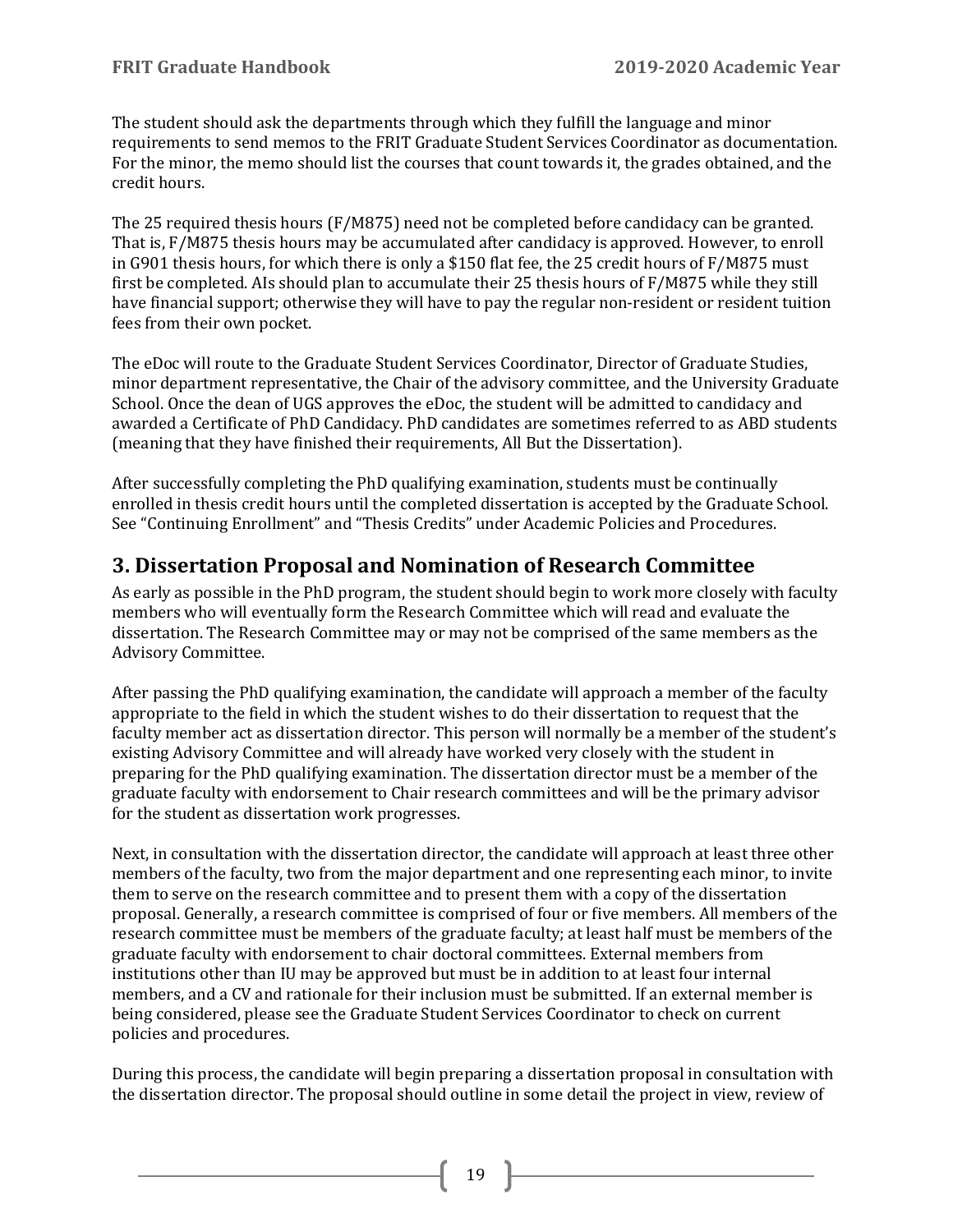The student should ask the departments through which they fulfill the language and minor requirements to send memos to the FRIT Graduate Student Services Coordinator as documentation. For the minor, the memo should list the courses that count towards it, the grades obtained, and the credit hours.

The 25 required thesis hours (F/M875) need not be completed before candidacy can be granted. That is, F/M875 thesis hours may be accumulated after candidacy is approved. However, to enroll in G901 thesis hours, for which there is only a $150 flat fee, the 25 credit hours of F/M875 must first be completed. AIs should plan to accumulate their 25 thesis hours of F/M875 while they still have financial support; otherwise they will have to pay the regular non-resident or resident tuition fees from their own pocket.

The eDoc will route to the Graduate Student Services Coordinator, Director of Graduate Studies, minor department representative, the Chair of the advisory committee, and the University Graduate School. Once the dean of UGS approves the eDoc, the student will be admitted to candidacy and awarded a Certificate of PhD Candidacy. PhD candidates are sometimes referred to as ABD students (meaning that they have finished their requirements, All But the Dissertation).

After successfully completing the PhD qualifying examination, students must be continually enrolled in thesis credit hours until the completed dissertation is accepted by the Graduate School. See "Continuing Enrollment" and "Thesis Credits" under Academic Policies and Procedures.

## 3. Dissertation Proposal and Nomination of Research Committee

As early as possible in the PhD program, the student should begin to work more closely with faculty members who will eventually form the Research Committee which will read and evaluate the dissertation. The Research Committee may or may not be comprised of the same members as the Advisory Committee.

After passing the PhD qualifying examination, the candidate will approach a member of the faculty appropriate to the field in which the student wishes to do their dissertation to request that the faculty member act as dissertation director. This person will normally be a member of the student's existing Advisory Committee and will already have worked very closely with the student in preparing for the PhD qualifying examination. The dissertation director must be a member of the graduate faculty with endorsement to Chair research committees and will be the primary advisor for the student as dissertation work progresses.

Next, in consultation with the dissertation director, the candidate will approach at least three other members of the faculty, two from the major department and one representing each minor, to invite them to serve on the research committee and to present them with a copy of the dissertation proposal. Generally, a research committee is comprised of four or five members. All members of the research committee must be members of the graduate faculty; at least half must be members of the graduate faculty with endorsement to chair doctoral committees. External members from institutions other than IU may be approved but must be in addition to at least four internal members, and a CV and rationale for their inclusion must be submitted. If an external member is being considered, please see the Graduate Student Services Coordinator to check on current policies and procedures.

During this process, the candidate will begin preparing a dissertation proposal in consultation with the dissertation director. The proposal should outline in some detail the project in view, review of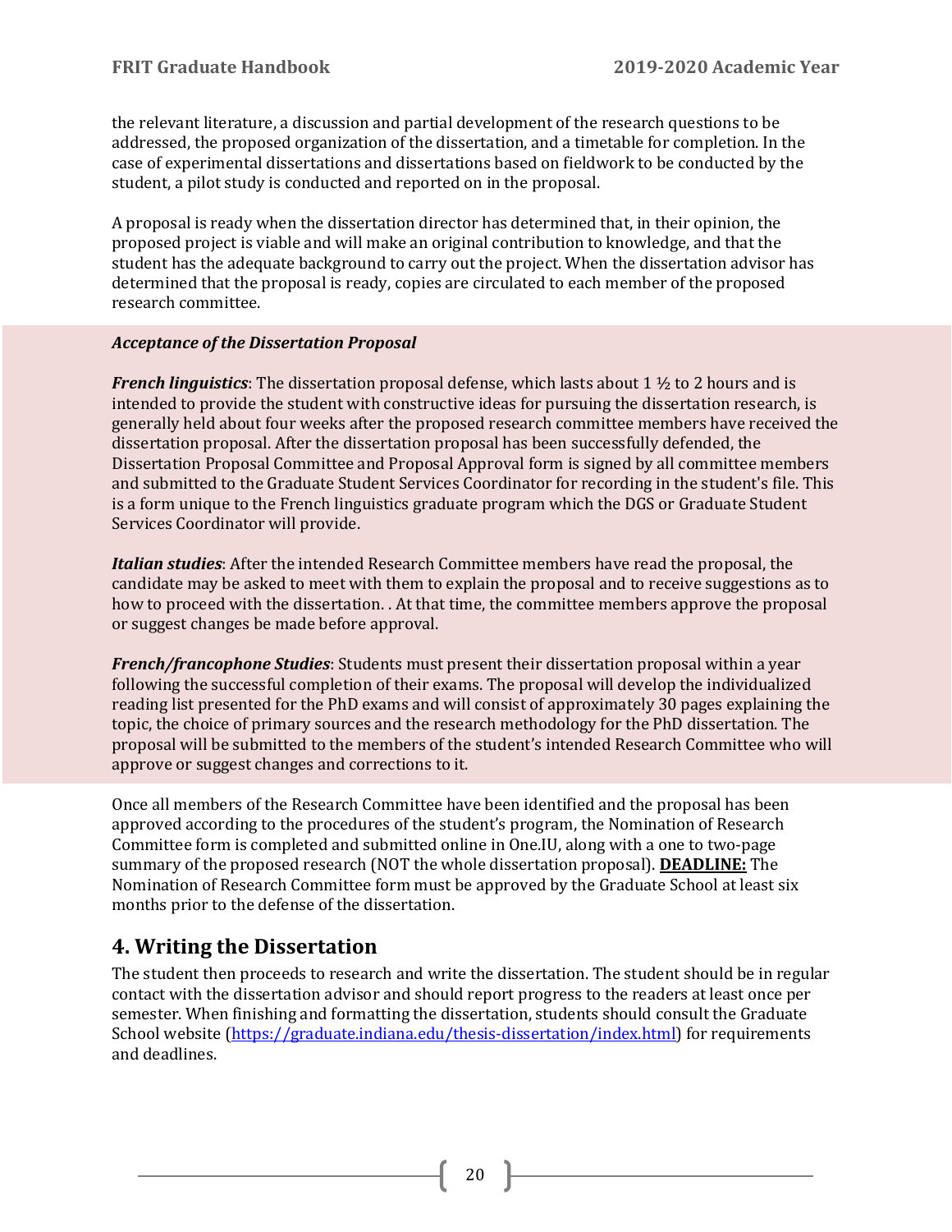the relevant literature, a discussion and partial development of the research questions to be addressed, the proposed organization of the dissertation, and a timetable for completion. In the case of experimental dissertations and dissertations based on fieldwork to be conducted by the student, a pilot study is conducted and reported on in the proposal.

A proposal is ready when the dissertation director has determined that, in their opinion, the proposed project is viable and will make an original contribution to knowledge, and that the student has the adequate background to carry out the project. When the dissertation advisor has determined that the proposal is ready, copies are circulated to each member of the proposed research committee.

***Acceptance of the Dissertation Proposal***

***French linguistics***: The dissertation proposal defense, which lasts about 1 ½ to 2 hours and is intended to provide the student with constructive ideas for pursuing the dissertation research, is generally held about four weeks after the proposed research committee members have received the dissertation proposal. After the dissertation proposal has been successfully defended, the Dissertation Proposal Committee and Proposal Approval form is signed by all committee members and submitted to the Graduate Student Services Coordinator for recording in the student's file. This is a form unique to the French linguistics graduate program which the DGS or Graduate Student Services Coordinator will provide.

***Italian studies***: After the intended Research Committee members have read the proposal, the candidate may be asked to meet with them to explain the proposal and to receive suggestions as to how to proceed with the dissertation. . At that time, the committee members approve the proposal or suggest changes be made before approval.

***French/francophone Studies***: Students must present their dissertation proposal within a year following the successful completion of their exams. The proposal will develop the individualized reading list presented for the PhD exams and will consist of approximately 30 pages explaining the topic, the choice of primary sources and the research methodology for the PhD dissertation. The proposal will be submitted to the members of the student's intended Research Committee who will approve or suggest changes and corrections to it.

Once all members of the Research Committee have been identified and the proposal has been approved according to the procedures of the student's program, the Nomination of Research Committee form is completed and submitted online in One.IU, along with a one to two-page summary of the proposed research (NOT the whole dissertation proposal). **DEADLINE:** The Nomination of Research Committee form must be approved by the Graduate School at least six months prior to the defense of the dissertation.

## 4. Writing the Dissertation

The student then proceeds to research and write the dissertation. The student should be in regular contact with the dissertation advisor and should report progress to the readers at least once per semester. When finishing and formatting the dissertation, students should consult the Graduate School website (https://graduate.indiana.edu/thesis-dissertation/index.html) for requirements and deadlines.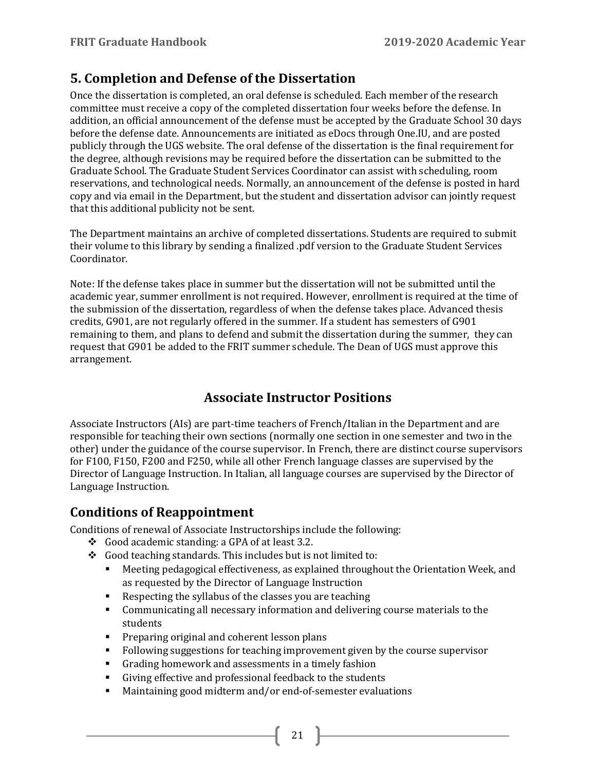## 5. Completion and Defense of the Dissertation

Once the dissertation is completed, an oral defense is scheduled. Each member of the research committee must receive a copy of the completed dissertation four weeks before the defense. In addition, an official announcement of the defense must be accepted by the Graduate School 30 days before the defense date. Announcements are initiated as eDocs through One.IU, and are posted publicly through the UGS website. The oral defense of the dissertation is the final requirement for the degree, although revisions may be required before the dissertation can be submitted to the Graduate School. The Graduate Student Services Coordinator can assist with scheduling, room reservations, and technological needs. Normally, an announcement of the defense is posted in hard copy and via email in the Department, but the student and dissertation advisor can jointly request that this additional publicity not be sent.

The Department maintains an archive of completed dissertations. Students are required to submit their volume to this library by sending a finalized .pdf version to the Graduate Student Services Coordinator.

Note: If the defense takes place in summer but the dissertation will not be submitted until the academic year, summer enrollment is not required. However, enrollment is required at the time of the submission of the dissertation, regardless of when the defense takes place. Advanced thesis credits, G901, are not regularly offered in the summer. If a student has semesters of G901 remaining to them, and plans to defend and submit the dissertation during the summer, they can request that G901 be added to the FRIT summer schedule. The Dean of UGS must approve this arrangement.

# Associate Instructor Positions

Associate Instructors (AIs) are part-time teachers of French/Italian in the Department and are responsible for teaching their own sections (normally one section in one semester and two in the other) under the guidance of the course supervisor. In French, there are distinct course supervisors for F100, F150, F200 and F250, while all other French language classes are supervised by the Director of Language Instruction. In Italian, all language courses are supervised by the Director of Language Instruction.

## Conditions of Reappointment

Conditions of renewal of Associate Instructorships include the following:

- Good academic standing: a GPA of at least 3.2.
- Good teaching standards. This includes but is not limited to:
  - Meeting pedagogical effectiveness, as explained throughout the Orientation Week, and as requested by the Director of Language Instruction
  - Respecting the syllabus of the classes you are teaching
  - Communicating all necessary information and delivering course materials to the students
  - Preparing original and coherent lesson plans
  - Following suggestions for teaching improvement given by the course supervisor
  - Grading homework and assessments in a timely fashion
  - Giving effective and professional feedback to the students
  - Maintaining good midterm and/or end-of-semester evaluations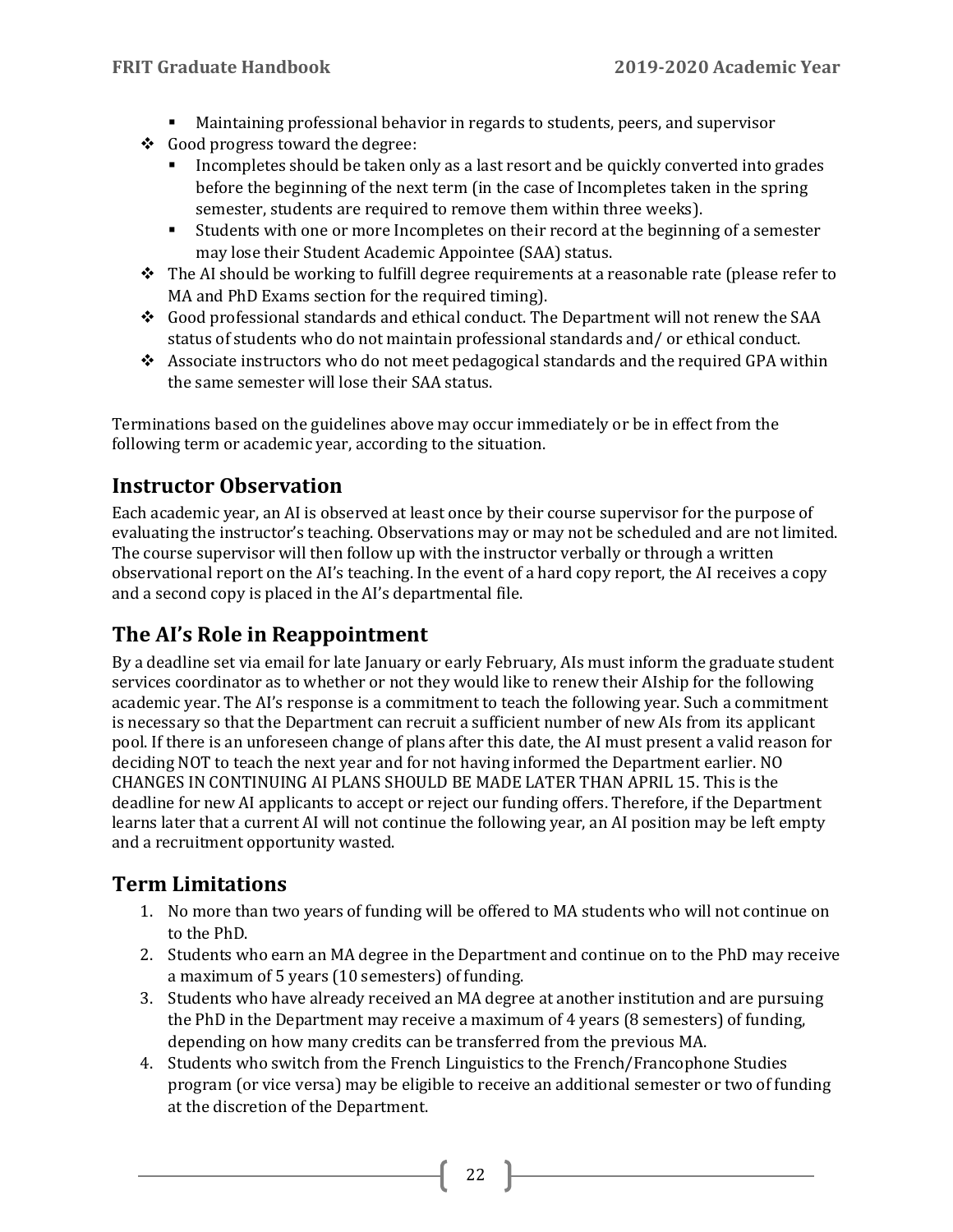- Maintaining professional behavior in regards to students, peers, and supervisor
- Good progress toward the degree:
    - Incompletes should be taken only as a last resort and be quickly converted into grades before the beginning of the next term (in the case of Incompletes taken in the spring semester, students are required to remove them within three weeks).
    - Students with one or more Incompletes on their record at the beginning of a semester may lose their Student Academic Appointee (SAA) status.
- The AI should be working to fulfill degree requirements at a reasonable rate (please refer to MA and PhD Exams section for the required timing).
- Good professional standards and ethical conduct. The Department will not renew the SAA status of students who do not maintain professional standards and/ or ethical conduct.
- Associate instructors who do not meet pedagogical standards and the required GPA within the same semester will lose their SAA status.

Terminations based on the guidelines above may occur immediately or be in effect from the following term or academic year, according to the situation.

## Instructor Observation

Each academic year, an AI is observed at least once by their course supervisor for the purpose of evaluating the instructor's teaching. Observations may or may not be scheduled and are not limited. The course supervisor will then follow up with the instructor verbally or through a written observational report on the AI's teaching. In the event of a hard copy report, the AI receives a copy and a second copy is placed in the AI's departmental file.

## The AI's Role in Reappointment

By a deadline set via email for late January or early February, AIs must inform the graduate student services coordinator as to whether or not they would like to renew their AIship for the following academic year. The AI's response is a commitment to teach the following year. Such a commitment is necessary so that the Department can recruit a sufficient number of new AIs from its applicant pool. If there is an unforeseen change of plans after this date, the AI must present a valid reason for deciding NOT to teach the next year and for not having informed the Department earlier. NO CHANGES IN CONTINUING AI PLANS SHOULD BE MADE LATER THAN APRIL 15. This is the deadline for new AI applicants to accept or reject our funding offers. Therefore, if the Department learns later that a current AI will not continue the following year, an AI position may be left empty and a recruitment opportunity wasted.

## Term Limitations

1. No more than two years of funding will be offered to MA students who will not continue on to the PhD.
2. Students who earn an MA degree in the Department and continue on to the PhD may receive a maximum of 5 years (10 semesters) of funding.
3. Students who have already received an MA degree at another institution and are pursuing the PhD in the Department may receive a maximum of 4 years (8 semesters) of funding, depending on how many credits can be transferred from the previous MA.
4. Students who switch from the French Linguistics to the French/Francophone Studies program (or vice versa) may be eligible to receive an additional semester or two of funding at the discretion of the Department.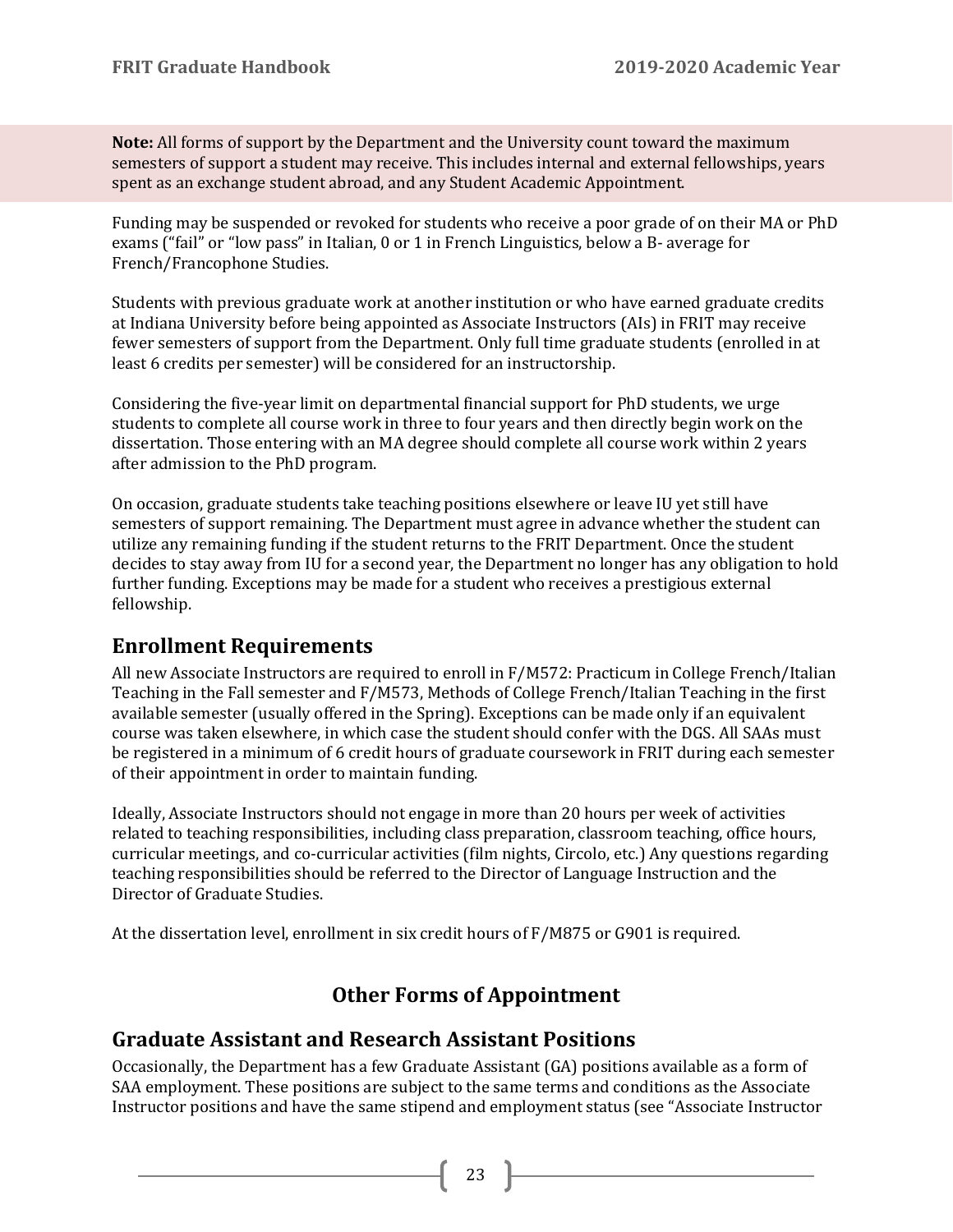**Note:** All forms of support by the Department and the University count toward the maximum semesters of support a student may receive. This includes internal and external fellowships, years spent as an exchange student abroad, and any Student Academic Appointment.

Funding may be suspended or revoked for students who receive a poor grade of on their MA or PhD exams ("fail" or "low pass" in Italian, 0 or 1 in French Linguistics, below a B- average for French/Francophone Studies.

Students with previous graduate work at another institution or who have earned graduate credits at Indiana University before being appointed as Associate Instructors (AIs) in FRIT may receive fewer semesters of support from the Department. Only full time graduate students (enrolled in at least 6 credits per semester) will be considered for an instructorship.

Considering the five-year limit on departmental financial support for PhD students, we urge students to complete all course work in three to four years and then directly begin work on the dissertation. Those entering with an MA degree should complete all course work within 2 years after admission to the PhD program.

On occasion, graduate students take teaching positions elsewhere or leave IU yet still have semesters of support remaining. The Department must agree in advance whether the student can utilize any remaining funding if the student returns to the FRIT Department. Once the student decides to stay away from IU for a second year, the Department no longer has any obligation to hold further funding. Exceptions may be made for a student who receives a prestigious external fellowship.

## Enrollment Requirements

All new Associate Instructors are required to enroll in F/M572: Practicum in College French/Italian Teaching in the Fall semester and F/M573, Methods of College French/Italian Teaching in the first available semester (usually offered in the Spring). Exceptions can be made only if an equivalent course was taken elsewhere, in which case the student should confer with the DGS. All SAAs must be registered in a minimum of 6 credit hours of graduate coursework in FRIT during each semester of their appointment in order to maintain funding.

Ideally, Associate Instructors should not engage in more than 20 hours per week of activities related to teaching responsibilities, including class preparation, classroom teaching, office hours, curricular meetings, and co-curricular activities (film nights, Circolo, etc.) Any questions regarding teaching responsibilities should be referred to the Director of Language Instruction and the Director of Graduate Studies.

At the dissertation level, enrollment in six credit hours of F/M875 or G901 is required.

# Other Forms of Appointment

## Graduate Assistant and Research Assistant Positions

Occasionally, the Department has a few Graduate Assistant (GA) positions available as a form of SAA employment. These positions are subject to the same terms and conditions as the Associate Instructor positions and have the same stipend and employment status (see "Associate Instructor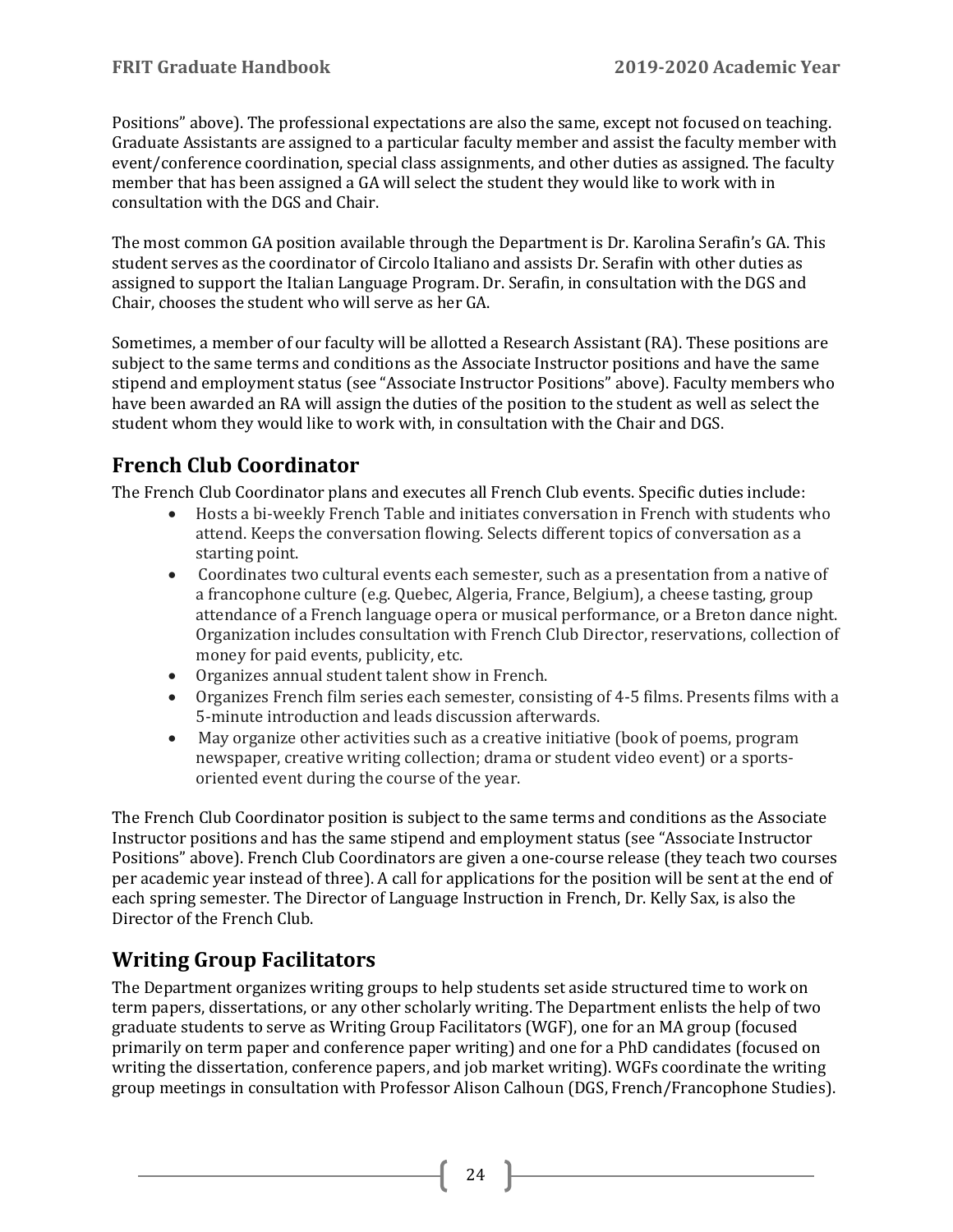Positions" above). The professional expectations are also the same, except not focused on teaching. Graduate Assistants are assigned to a particular faculty member and assist the faculty member with event/conference coordination, special class assignments, and other duties as assigned. The faculty member that has been assigned a GA will select the student they would like to work with in consultation with the DGS and Chair.

The most common GA position available through the Department is Dr. Karolina Serafin's GA. This student serves as the coordinator of Circolo Italiano and assists Dr. Serafin with other duties as assigned to support the Italian Language Program. Dr. Serafin, in consultation with the DGS and Chair, chooses the student who will serve as her GA.

Sometimes, a member of our faculty will be allotted a Research Assistant (RA). These positions are subject to the same terms and conditions as the Associate Instructor positions and have the same stipend and employment status (see "Associate Instructor Positions" above). Faculty members who have been awarded an RA will assign the duties of the position to the student as well as select the student whom they would like to work with, in consultation with the Chair and DGS.

## French Club Coordinator

The French Club Coordinator plans and executes all French Club events. Specific duties include:

- Hosts a bi-weekly French Table and initiates conversation in French with students who attend. Keeps the conversation flowing. Selects different topics of conversation as a starting point.
- Coordinates two cultural events each semester, such as a presentation from a native of a francophone culture (e.g. Quebec, Algeria, France, Belgium), a cheese tasting, group attendance of a French language opera or musical performance, or a Breton dance night. Organization includes consultation with French Club Director, reservations, collection of money for paid events, publicity, etc.
- Organizes annual student talent show in French.
- Organizes French film series each semester, consisting of 4-5 films. Presents films with a 5-minute introduction and leads discussion afterwards.
- May organize other activities such as a creative initiative (book of poems, program newspaper, creative writing collection; drama or student video event) or a sports-oriented event during the course of the year.

The French Club Coordinator position is subject to the same terms and conditions as the Associate Instructor positions and has the same stipend and employment status (see "Associate Instructor Positions" above). French Club Coordinators are given a one-course release (they teach two courses per academic year instead of three). A call for applications for the position will be sent at the end of each spring semester. The Director of Language Instruction in French, Dr. Kelly Sax, is also the Director of the French Club.

## Writing Group Facilitators

The Department organizes writing groups to help students set aside structured time to work on term papers, dissertations, or any other scholarly writing. The Department enlists the help of two graduate students to serve as Writing Group Facilitators (WGF), one for an MA group (focused primarily on term paper and conference paper writing) and one for a PhD candidates (focused on writing the dissertation, conference papers, and job market writing). WGFs coordinate the writing group meetings in consultation with Professor Alison Calhoun (DGS, French/Francophone Studies).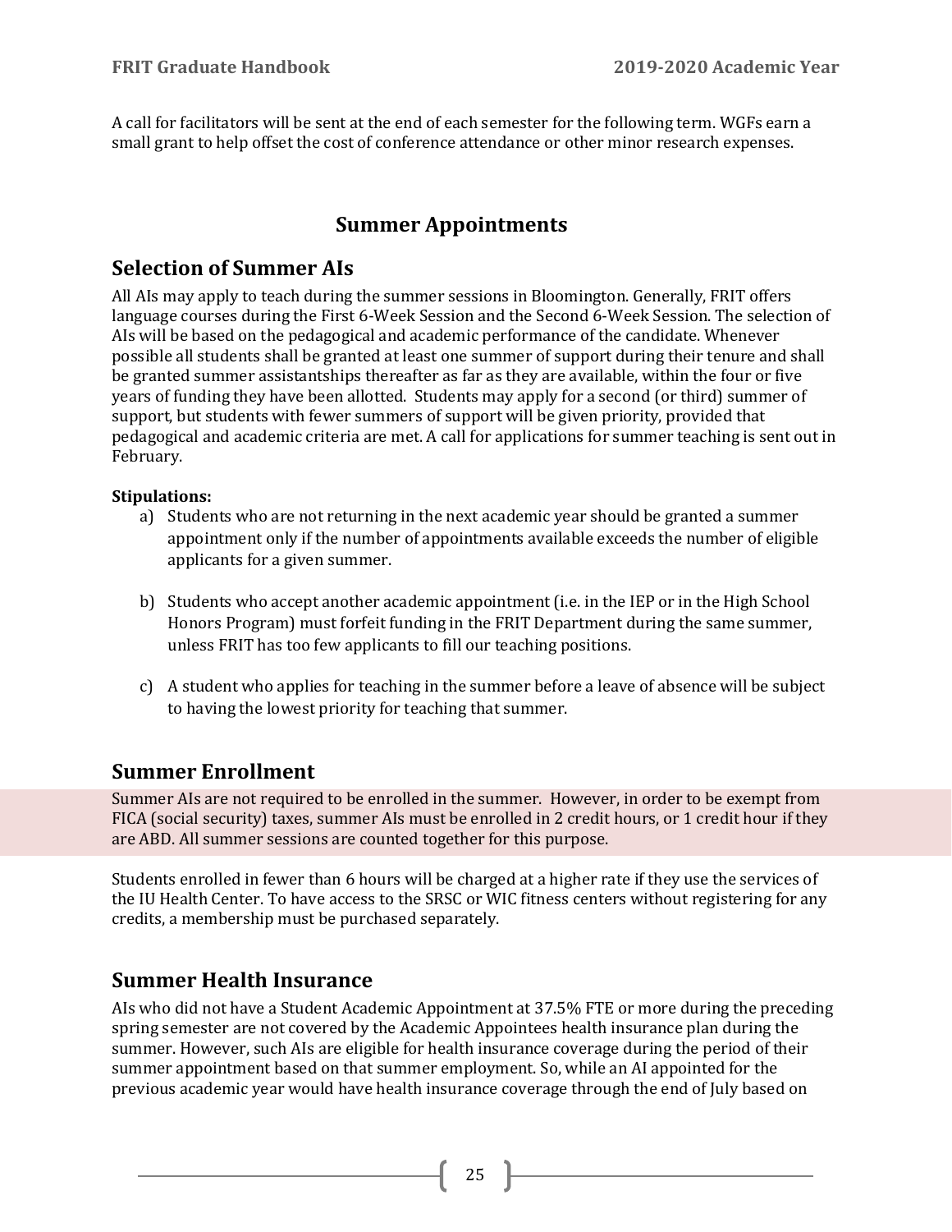A call for facilitators will be sent at the end of each semester for the following term. WGFs earn a small grant to help offset the cost of conference attendance or other minor research expenses.

# Summer Appointments

## Selection of Summer AIs

All AIs may apply to teach during the summer sessions in Bloomington. Generally, FRIT offers language courses during the First 6-Week Session and the Second 6-Week Session. The selection of AIs will be based on the pedagogical and academic performance of the candidate. Whenever possible all students shall be granted at least one summer of support during their tenure and shall be granted summer assistantships thereafter as far as they are available, within the four or five years of funding they have been allotted. Students may apply for a second (or third) summer of support, but students with fewer summers of support will be given priority, provided that pedagogical and academic criteria are met. A call for applications for summer teaching is sent out in February.

**Stipulations:**

a) Students who are not returning in the next academic year should be granted a summer appointment only if the number of appointments available exceeds the number of eligible applicants for a given summer.

b) Students who accept another academic appointment (i.e. in the IEP or in the High School Honors Program) must forfeit funding in the FRIT Department during the same summer, unless FRIT has too few applicants to fill our teaching positions.

c) A student who applies for teaching in the summer before a leave of absence will be subject to having the lowest priority for teaching that summer.

## Summer Enrollment

Summer AIs are not required to be enrolled in the summer. However, in order to be exempt from FICA (social security) taxes, summer AIs must be enrolled in 2 credit hours, or 1 credit hour if they are ABD. All summer sessions are counted together for this purpose.

Students enrolled in fewer than 6 hours will be charged at a higher rate if they use the services of the IU Health Center. To have access to the SRSC or WIC fitness centers without registering for any credits, a membership must be purchased separately.

## Summer Health Insurance

AIs who did not have a Student Academic Appointment at 37.5% FTE or more during the preceding spring semester are not covered by the Academic Appointees health insurance plan during the summer. However, such AIs are eligible for health insurance coverage during the period of their summer appointment based on that summer employment. So, while an AI appointed for the previous academic year would have health insurance coverage through the end of July based on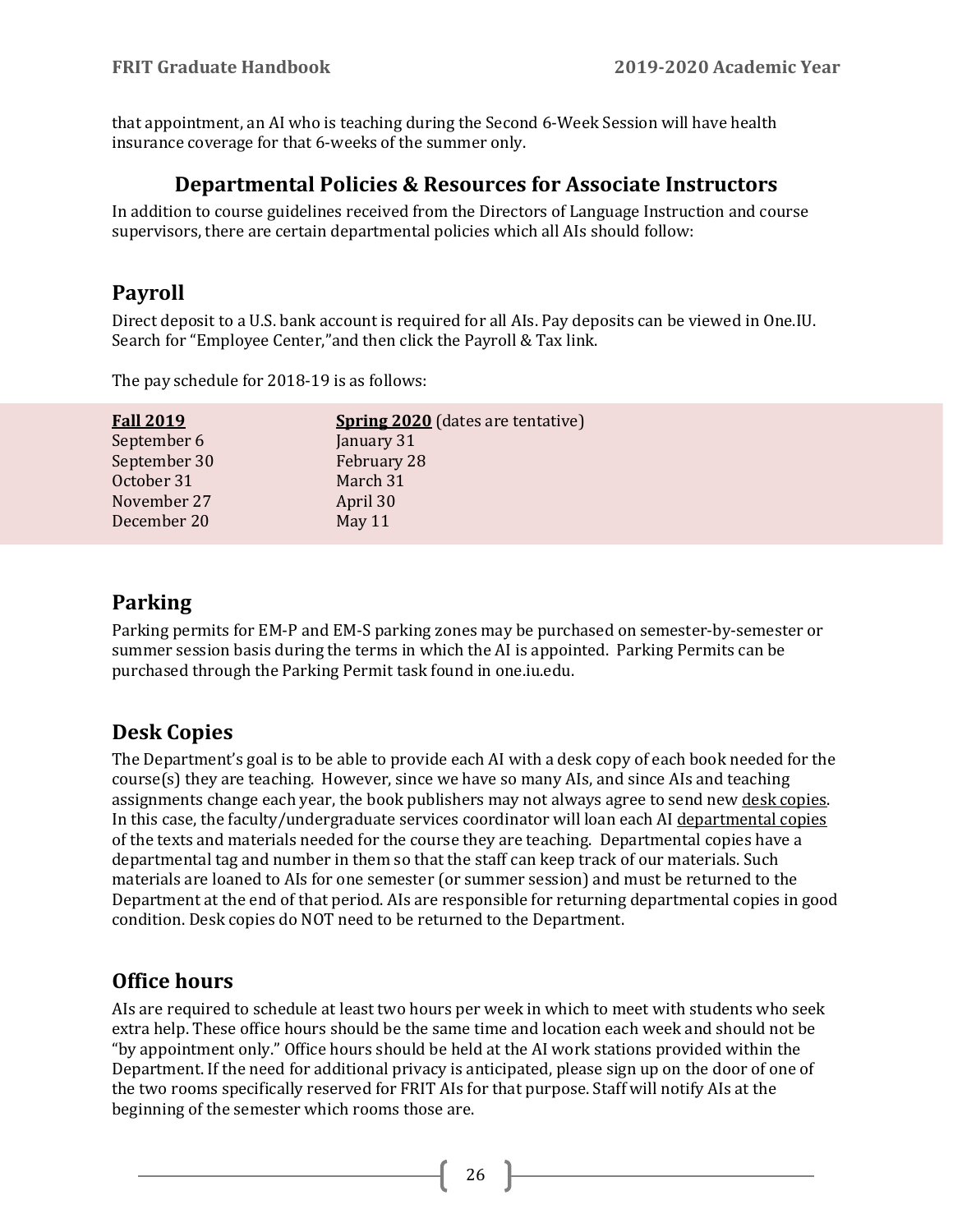that appointment, an AI who is teaching during the Second 6-Week Session will have health insurance coverage for that 6-weeks of the summer only.

## Departmental Policies & Resources for Associate Instructors

In addition to course guidelines received from the Directors of Language Instruction and course supervisors, there are certain departmental policies which all AIs should follow:

### Payroll

Direct deposit to a U.S. bank account is required for all AIs. Pay deposits can be viewed in One.IU. Search for "Employee Center,"and then click the Payroll & Tax link.

The pay schedule for 2018-19 is as follows:

| **Fall 2019** | **Spring 2020** (dates are tentative) |
|---|---|
| September 6 | January 31 |
| September 30 | February 28 |
| October 31 | March 31 |
| November 27 | April 30 |
| December 20 | May 11 |

### Parking

Parking permits for EM-P and EM-S parking zones may be purchased on semester-by-semester or summer session basis during the terms in which the AI is appointed. Parking Permits can be purchased through the Parking Permit task found in one.iu.edu.

### Desk Copies

The Department's goal is to be able to provide each AI with a desk copy of each book needed for the course(s) they are teaching. However, since we have so many AIs, and since AIs and teaching assignments change each year, the book publishers may not always agree to send new desk copies. In this case, the faculty/undergraduate services coordinator will loan each AI departmental copies of the texts and materials needed for the course they are teaching. Departmental copies have a departmental tag and number in them so that the staff can keep track of our materials. Such materials are loaned to AIs for one semester (or summer session) and must be returned to the Department at the end of that period. AIs are responsible for returning departmental copies in good condition. Desk copies do NOT need to be returned to the Department.

### Office hours

AIs are required to schedule at least two hours per week in which to meet with students who seek extra help. These office hours should be the same time and location each week and should not be "by appointment only." Office hours should be held at the AI work stations provided within the Department. If the need for additional privacy is anticipated, please sign up on the door of one of the two rooms specifically reserved for FRIT AIs for that purpose. Staff will notify AIs at the beginning of the semester which rooms those are.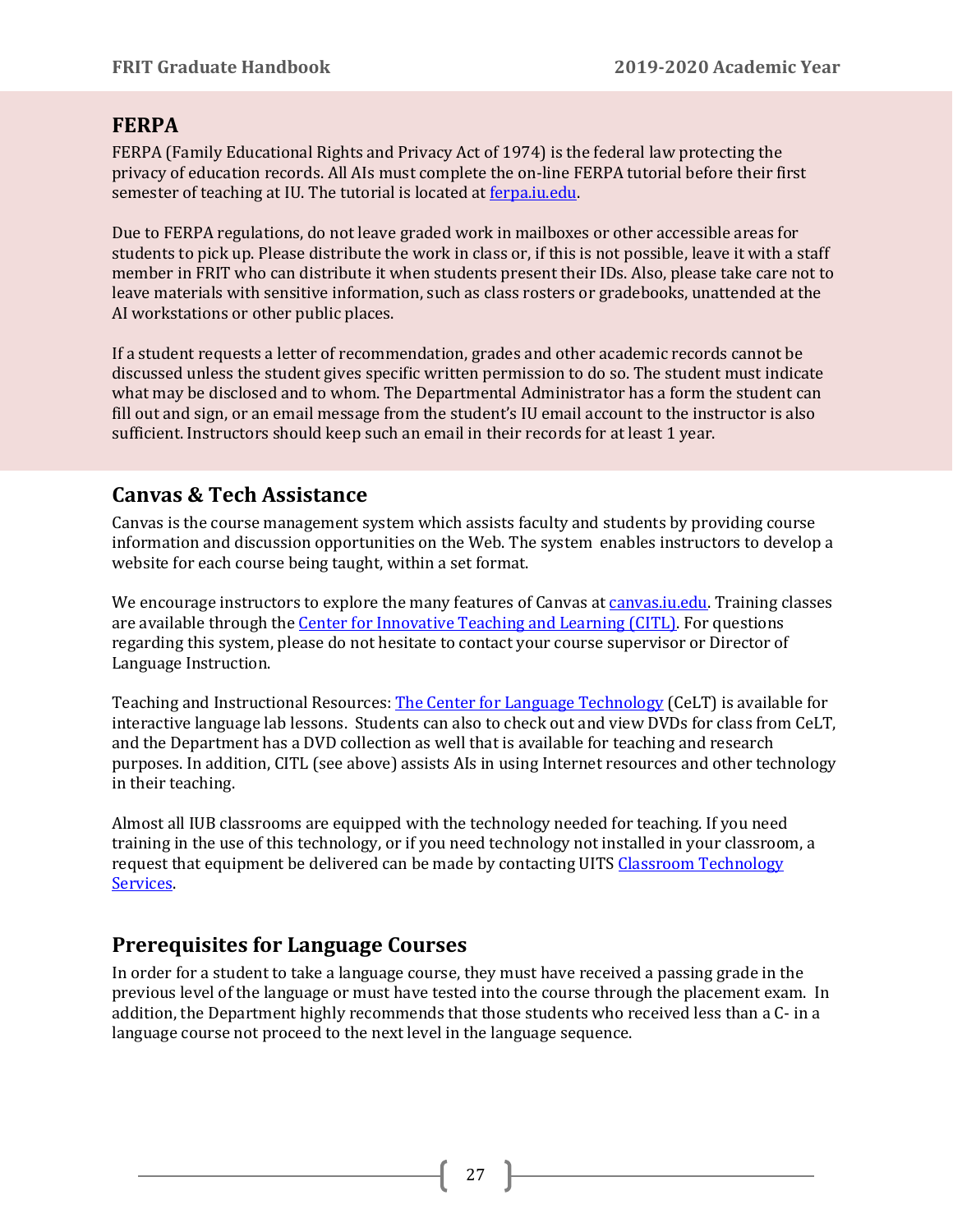## FERPA

FERPA (Family Educational Rights and Privacy Act of 1974) is the federal law protecting the privacy of education records. All AIs must complete the on-line FERPA tutorial before their first semester of teaching at IU. The tutorial is located at [ferpa.iu.edu](ferpa.iu.edu).

Due to FERPA regulations, do not leave graded work in mailboxes or other accessible areas for students to pick up. Please distribute the work in class or, if this is not possible, leave it with a staff member in FRIT who can distribute it when students present their IDs. Also, please take care not to leave materials with sensitive information, such as class rosters or gradebooks, unattended at the AI workstations or other public places.

If a student requests a letter of recommendation, grades and other academic records cannot be discussed unless the student gives specific written permission to do so. The student must indicate what may be disclosed and to whom. The Departmental Administrator has a form the student can fill out and sign, or an email message from the student's IU email account to the instructor is also sufficient. Instructors should keep such an email in their records for at least 1 year.

## Canvas & Tech Assistance

Canvas is the course management system which assists faculty and students by providing course information and discussion opportunities on the Web. The system enables instructors to develop a website for each course being taught, within a set format.

We encourage instructors to explore the many features of Canvas at [canvas.iu.edu](canvas.iu.edu). Training classes are available through the [Center for Innovative Teaching and Learning (CITL)](). For questions regarding this system, please do not hesitate to contact your course supervisor or Director of Language Instruction.

Teaching and Instructional Resources: [The Center for Language Technology]() (CeLT) is available for interactive language lab lessons. Students can also to check out and view DVDs for class from CeLT, and the Department has a DVD collection as well that is available for teaching and research purposes. In addition, CITL (see above) assists AIs in using Internet resources and other technology in their teaching.

Almost all IUB classrooms are equipped with the technology needed for teaching. If you need training in the use of this technology, or if you need technology not installed in your classroom, a request that equipment be delivered can be made by contacting UITS [Classroom Technology Services]().

## Prerequisites for Language Courses

In order for a student to take a language course, they must have received a passing grade in the previous level of the language or must have tested into the course through the placement exam. In addition, the Department highly recommends that those students who received less than a C- in a language course not proceed to the next level in the language sequence.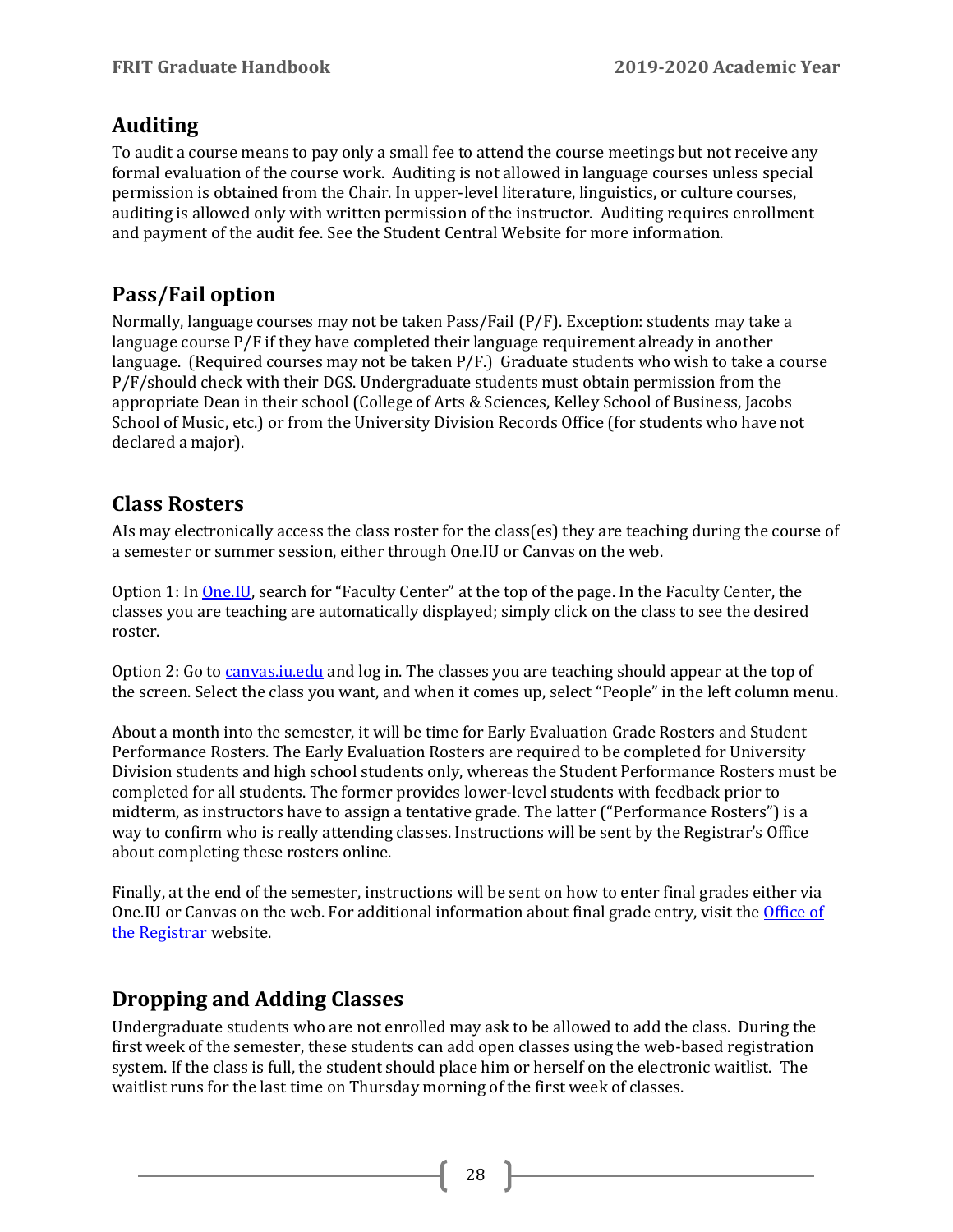## Auditing

To audit a course means to pay only a small fee to attend the course meetings but not receive any formal evaluation of the course work. Auditing is not allowed in language courses unless special permission is obtained from the Chair. In upper-level literature, linguistics, or culture courses, auditing is allowed only with written permission of the instructor. Auditing requires enrollment and payment of the audit fee. See the Student Central Website for more information.

## Pass/Fail option

Normally, language courses may not be taken Pass/Fail (P/F). Exception: students may take a language course P/F if they have completed their language requirement already in another language. (Required courses may not be taken P/F.) Graduate students who wish to take a course P/F/should check with their DGS. Undergraduate students must obtain permission from the appropriate Dean in their school (College of Arts & Sciences, Kelley School of Business, Jacobs School of Music, etc.) or from the University Division Records Office (for students who have not declared a major).

## Class Rosters

AIs may electronically access the class roster for the class(es) they are teaching during the course of a semester or summer session, either through One.IU or Canvas on the web.

Option 1: In One.IU, search for "Faculty Center" at the top of the page. In the Faculty Center, the classes you are teaching are automatically displayed; simply click on the class to see the desired roster.

Option 2: Go to canvas.iu.edu and log in. The classes you are teaching should appear at the top of the screen. Select the class you want, and when it comes up, select "People" in the left column menu.

About a month into the semester, it will be time for Early Evaluation Grade Rosters and Student Performance Rosters. The Early Evaluation Rosters are required to be completed for University Division students and high school students only, whereas the Student Performance Rosters must be completed for all students. The former provides lower-level students with feedback prior to midterm, as instructors have to assign a tentative grade. The latter ("Performance Rosters") is a way to confirm who is really attending classes. Instructions will be sent by the Registrar's Office about completing these rosters online.

Finally, at the end of the semester, instructions will be sent on how to enter final grades either via One.IU or Canvas on the web. For additional information about final grade entry, visit the Office of the Registrar website.

## Dropping and Adding Classes

Undergraduate students who are not enrolled may ask to be allowed to add the class. During the first week of the semester, these students can add open classes using the web-based registration system. If the class is full, the student should place him or herself on the electronic waitlist. The waitlist runs for the last time on Thursday morning of the first week of classes.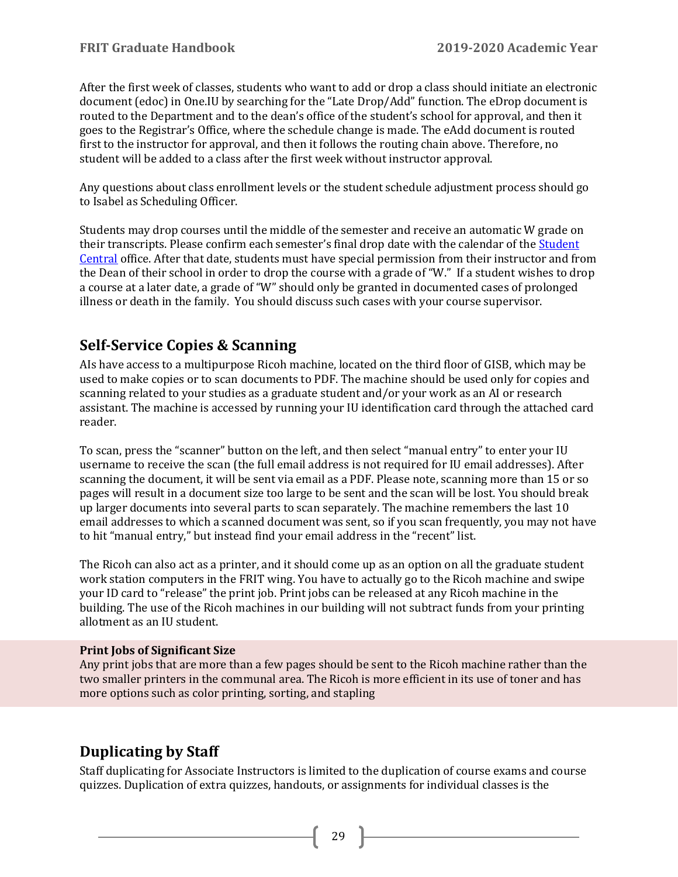After the first week of classes, students who want to add or drop a class should initiate an electronic document (edoc) in One.IU by searching for the "Late Drop/Add" function. The eDrop document is routed to the Department and to the dean's office of the student's school for approval, and then it goes to the Registrar's Office, where the schedule change is made. The eAdd document is routed first to the instructor for approval, and then it follows the routing chain above. Therefore, no student will be added to a class after the first week without instructor approval.

Any questions about class enrollment levels or the student schedule adjustment process should go to Isabel as Scheduling Officer.

Students may drop courses until the middle of the semester and receive an automatic W grade on their transcripts. Please confirm each semester's final drop date with the calendar of the Student Central office. After that date, students must have special permission from their instructor and from the Dean of their school in order to drop the course with a grade of "W." If a student wishes to drop a course at a later date, a grade of "W" should only be granted in documented cases of prolonged illness or death in the family. You should discuss such cases with your course supervisor.

## Self-Service Copies & Scanning

AIs have access to a multipurpose Ricoh machine, located on the third floor of GISB, which may be used to make copies or to scan documents to PDF. The machine should be used only for copies and scanning related to your studies as a graduate student and/or your work as an AI or research assistant. The machine is accessed by running your IU identification card through the attached card reader.

To scan, press the "scanner" button on the left, and then select "manual entry" to enter your IU username to receive the scan (the full email address is not required for IU email addresses). After scanning the document, it will be sent via email as a PDF. Please note, scanning more than 15 or so pages will result in a document size too large to be sent and the scan will be lost. You should break up larger documents into several parts to scan separately. The machine remembers the last 10 email addresses to which a scanned document was sent, so if you scan frequently, you may not have to hit "manual entry," but instead find your email address in the "recent" list.

The Ricoh can also act as a printer, and it should come up as an option on all the graduate student work station computers in the FRIT wing. You have to actually go to the Ricoh machine and swipe your ID card to "release" the print job. Print jobs can be released at any Ricoh machine in the building. The use of the Ricoh machines in our building will not subtract funds from your printing allotment as an IU student.

**Print Jobs of Significant Size**
Any print jobs that are more than a few pages should be sent to the Ricoh machine rather than the two smaller printers in the communal area. The Ricoh is more efficient in its use of toner and has more options such as color printing, sorting, and stapling

## Duplicating by Staff

Staff duplicating for Associate Instructors is limited to the duplication of course exams and course quizzes. Duplication of extra quizzes, handouts, or assignments for individual classes is the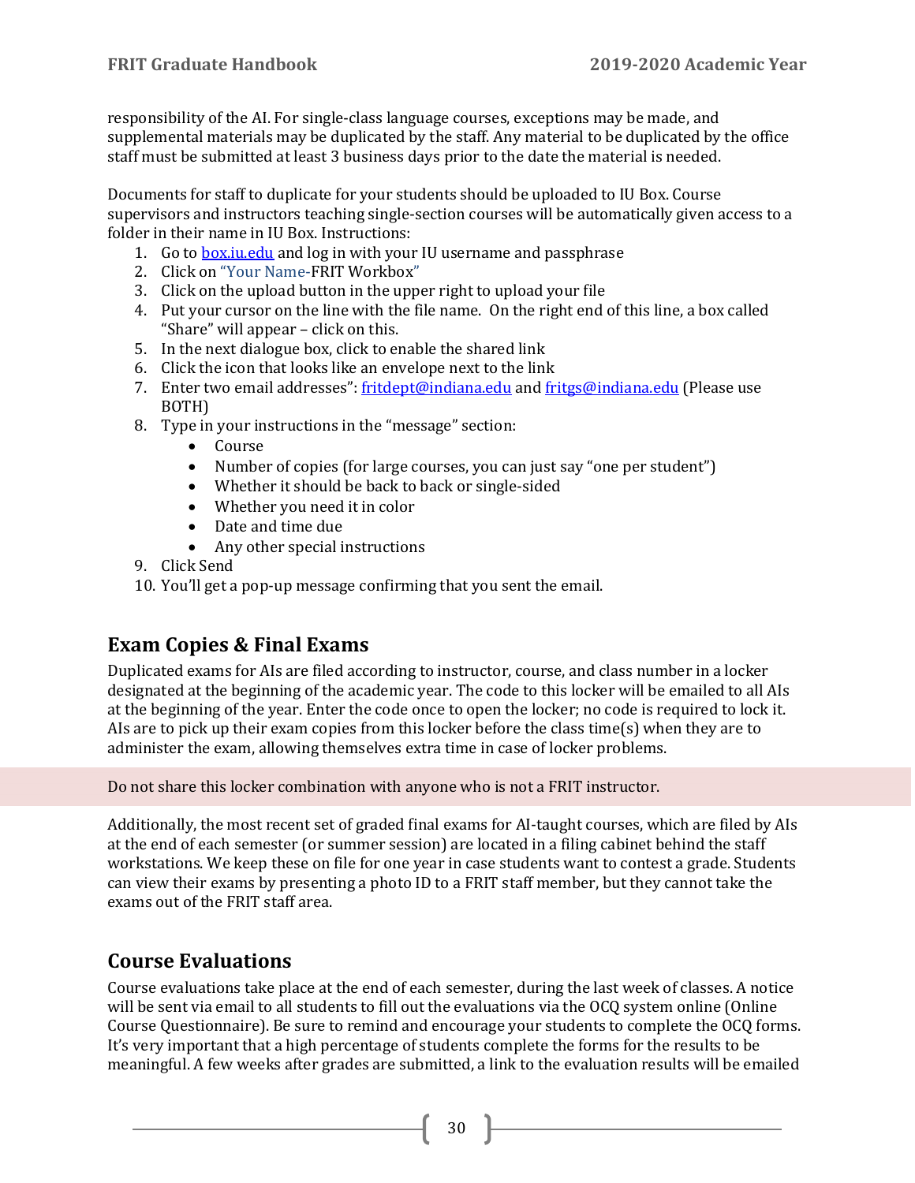responsibility of the AI. For single-class language courses, exceptions may be made, and supplemental materials may be duplicated by the staff. Any material to be duplicated by the office staff must be submitted at least 3 business days prior to the date the material is needed.

Documents for staff to duplicate for your students should be uploaded to IU Box. Course supervisors and instructors teaching single-section courses will be automatically given access to a folder in their name in IU Box. Instructions:

1. Go to [box.iu.edu](box.iu.edu) and log in with your IU username and passphrase
2. Click on "Your Name-FRIT Workbox"
3. Click on the upload button in the upper right to upload your file
4. Put your cursor on the line with the file name. On the right end of this line, a box called "Share" will appear – click on this.
5. In the next dialogue box, click to enable the shared link
6. Click the icon that looks like an envelope next to the link
7. Enter two email addresses": [fritdept@indiana.edu](mailto:fritdept@indiana.edu) and [fritgs@indiana.edu](mailto:fritgs@indiana.edu) (Please use BOTH)
8. Type in your instructions in the "message" section:
   - Course
   - Number of copies (for large courses, you can just say "one per student")
   - Whether it should be back to back or single-sided
   - Whether you need it in color
   - Date and time due
   - Any other special instructions
9. Click Send
10. You'll get a pop-up message confirming that you sent the email.

## Exam Copies & Final Exams

Duplicated exams for AIs are filed according to instructor, course, and class number in a locker designated at the beginning of the academic year. The code to this locker will be emailed to all AIs at the beginning of the year. Enter the code once to open the locker; no code is required to lock it. AIs are to pick up their exam copies from this locker before the class time(s) when they are to administer the exam, allowing themselves extra time in case of locker problems.

Do not share this locker combination with anyone who is not a FRIT instructor.

Additionally, the most recent set of graded final exams for AI-taught courses, which are filed by AIs at the end of each semester (or summer session) are located in a filing cabinet behind the staff workstations. We keep these on file for one year in case students want to contest a grade. Students can view their exams by presenting a photo ID to a FRIT staff member, but they cannot take the exams out of the FRIT staff area.

## Course Evaluations

Course evaluations take place at the end of each semester, during the last week of classes. A notice will be sent via email to all students to fill out the evaluations via the OCQ system online (Online Course Questionnaire). Be sure to remind and encourage your students to complete the OCQ forms. It's very important that a high percentage of students complete the forms for the results to be meaningful. A few weeks after grades are submitted, a link to the evaluation results will be emailed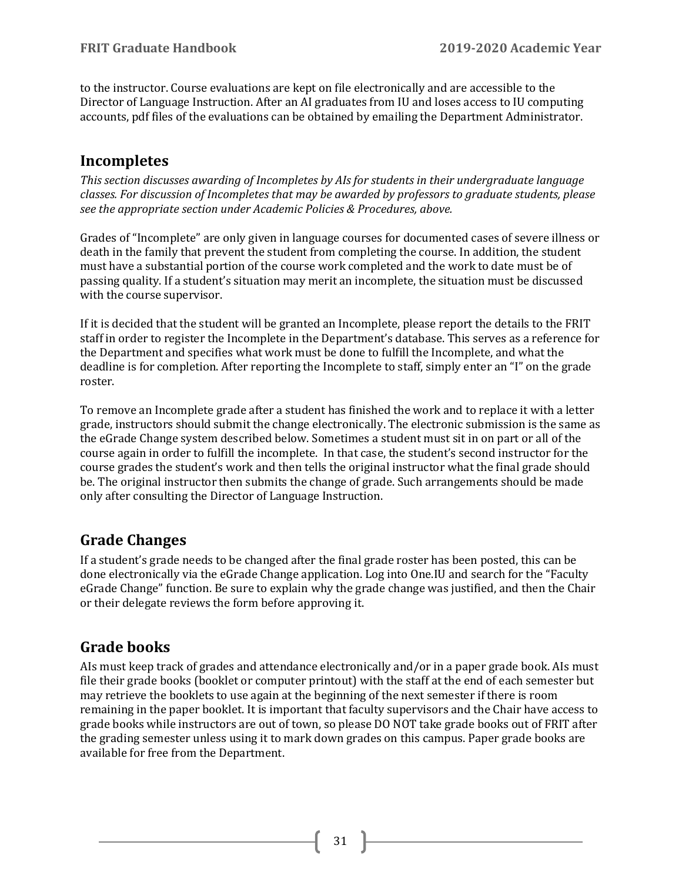to the instructor. Course evaluations are kept on file electronically and are accessible to the Director of Language Instruction. After an AI graduates from IU and loses access to IU computing accounts, pdf files of the evaluations can be obtained by emailing the Department Administrator.

## Incompletes

*This section discusses awarding of Incompletes by AIs for students in their undergraduate language classes. For discussion of Incompletes that may be awarded by professors to graduate students, please see the appropriate section under Academic Policies & Procedures, above.*

Grades of "Incomplete" are only given in language courses for documented cases of severe illness or death in the family that prevent the student from completing the course. In addition, the student must have a substantial portion of the course work completed and the work to date must be of passing quality. If a student's situation may merit an incomplete, the situation must be discussed with the course supervisor.

If it is decided that the student will be granted an Incomplete, please report the details to the FRIT staff in order to register the Incomplete in the Department's database. This serves as a reference for the Department and specifies what work must be done to fulfill the Incomplete, and what the deadline is for completion. After reporting the Incomplete to staff, simply enter an "I" on the grade roster.

To remove an Incomplete grade after a student has finished the work and to replace it with a letter grade, instructors should submit the change electronically. The electronic submission is the same as the eGrade Change system described below. Sometimes a student must sit in on part or all of the course again in order to fulfill the incomplete. In that case, the student's second instructor for the course grades the student's work and then tells the original instructor what the final grade should be. The original instructor then submits the change of grade. Such arrangements should be made only after consulting the Director of Language Instruction.

## Grade Changes

If a student's grade needs to be changed after the final grade roster has been posted, this can be done electronically via the eGrade Change application. Log into One.IU and search for the "Faculty eGrade Change" function. Be sure to explain why the grade change was justified, and then the Chair or their delegate reviews the form before approving it.

## Grade books

AIs must keep track of grades and attendance electronically and/or in a paper grade book. AIs must file their grade books (booklet or computer printout) with the staff at the end of each semester but may retrieve the booklets to use again at the beginning of the next semester if there is room remaining in the paper booklet. It is important that faculty supervisors and the Chair have access to grade books while instructors are out of town, so please DO NOT take grade books out of FRIT after the grading semester unless using it to mark down grades on this campus. Paper grade books are available for free from the Department.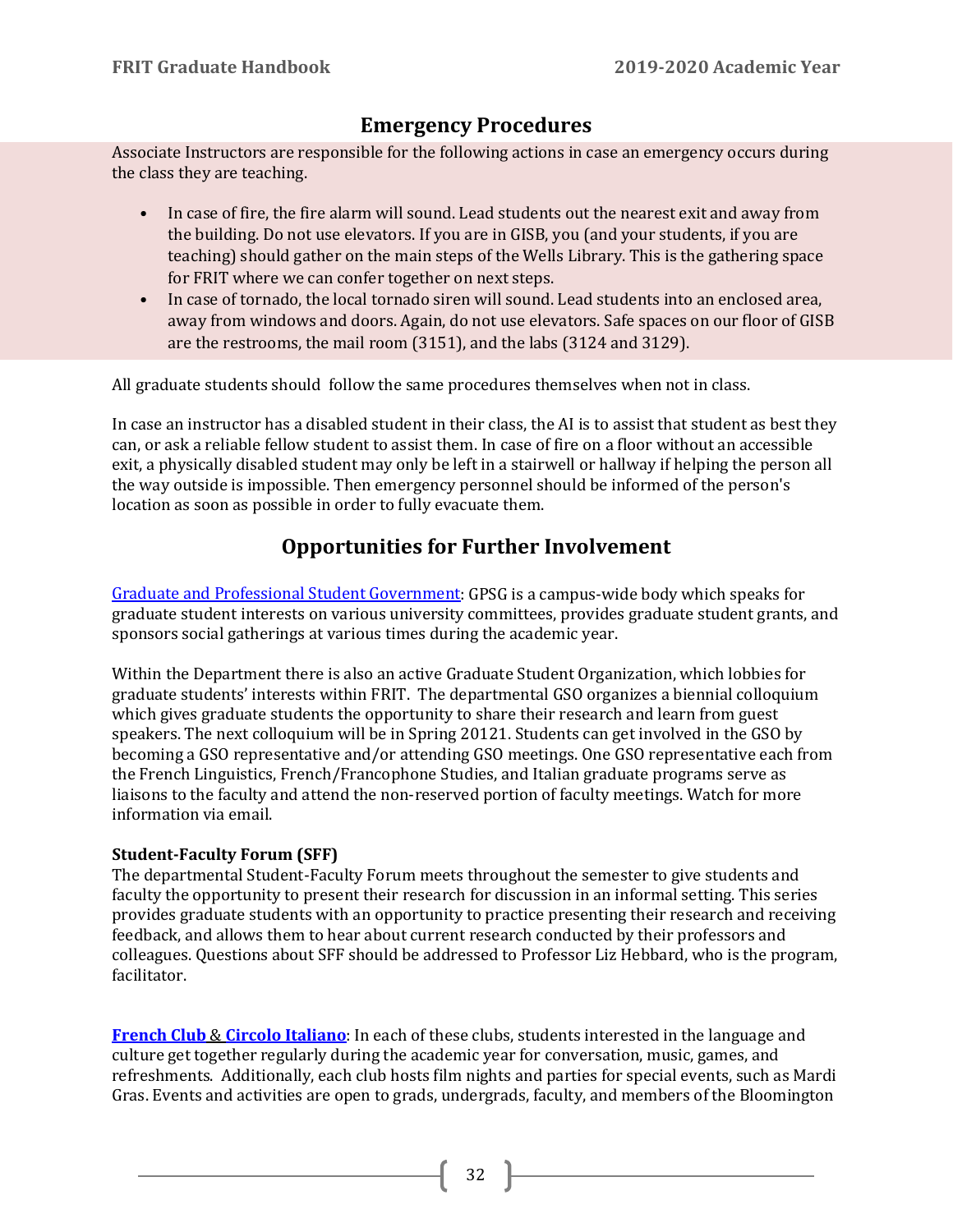## Emergency Procedures

Associate Instructors are responsible for the following actions in case an emergency occurs during the class they are teaching.

- In case of fire, the fire alarm will sound. Lead students out the nearest exit and away from the building. Do not use elevators. If you are in GISB, you (and your students, if you are teaching) should gather on the main steps of the Wells Library. This is the gathering space for FRIT where we can confer together on next steps.
- In case of tornado, the local tornado siren will sound. Lead students into an enclosed area, away from windows and doors. Again, do not use elevators. Safe spaces on our floor of GISB are the restrooms, the mail room (3151), and the labs (3124 and 3129).

All graduate students should follow the same procedures themselves when not in class.

In case an instructor has a disabled student in their class, the AI is to assist that student as best they can, or ask a reliable fellow student to assist them. In case of fire on a floor without an accessible exit, a physically disabled student may only be left in a stairwell or hallway if helping the person all the way outside is impossible. Then emergency personnel should be informed of the person's location as soon as possible in order to fully evacuate them.

## Opportunities for Further Involvement

Graduate and Professional Student Government: GPSG is a campus-wide body which speaks for graduate student interests on various university committees, provides graduate student grants, and sponsors social gatherings at various times during the academic year.

Within the Department there is also an active Graduate Student Organization, which lobbies for graduate students' interests within FRIT. The departmental GSO organizes a biennial colloquium which gives graduate students the opportunity to share their research and learn from guest speakers. The next colloquium will be in Spring 20121. Students can get involved in the GSO by becoming a GSO representative and/or attending GSO meetings. One GSO representative each from the French Linguistics, French/Francophone Studies, and Italian graduate programs serve as liaisons to the faculty and attend the non-reserved portion of faculty meetings. Watch for more information via email.

**Student-Faculty Forum (SFF)**
The departmental Student-Faculty Forum meets throughout the semester to give students and faculty the opportunity to present their research for discussion in an informal setting. This series provides graduate students with an opportunity to practice presenting their research and receiving feedback, and allows them to hear about current research conducted by their professors and colleagues. Questions about SFF should be addressed to Professor Liz Hebbard, who is the program, facilitator.

**French Club** & **Circolo Italiano**: In each of these clubs, students interested in the language and culture get together regularly during the academic year for conversation, music, games, and refreshments. Additionally, each club hosts film nights and parties for special events, such as Mardi Gras. Events and activities are open to grads, undergrads, faculty, and members of the Bloomington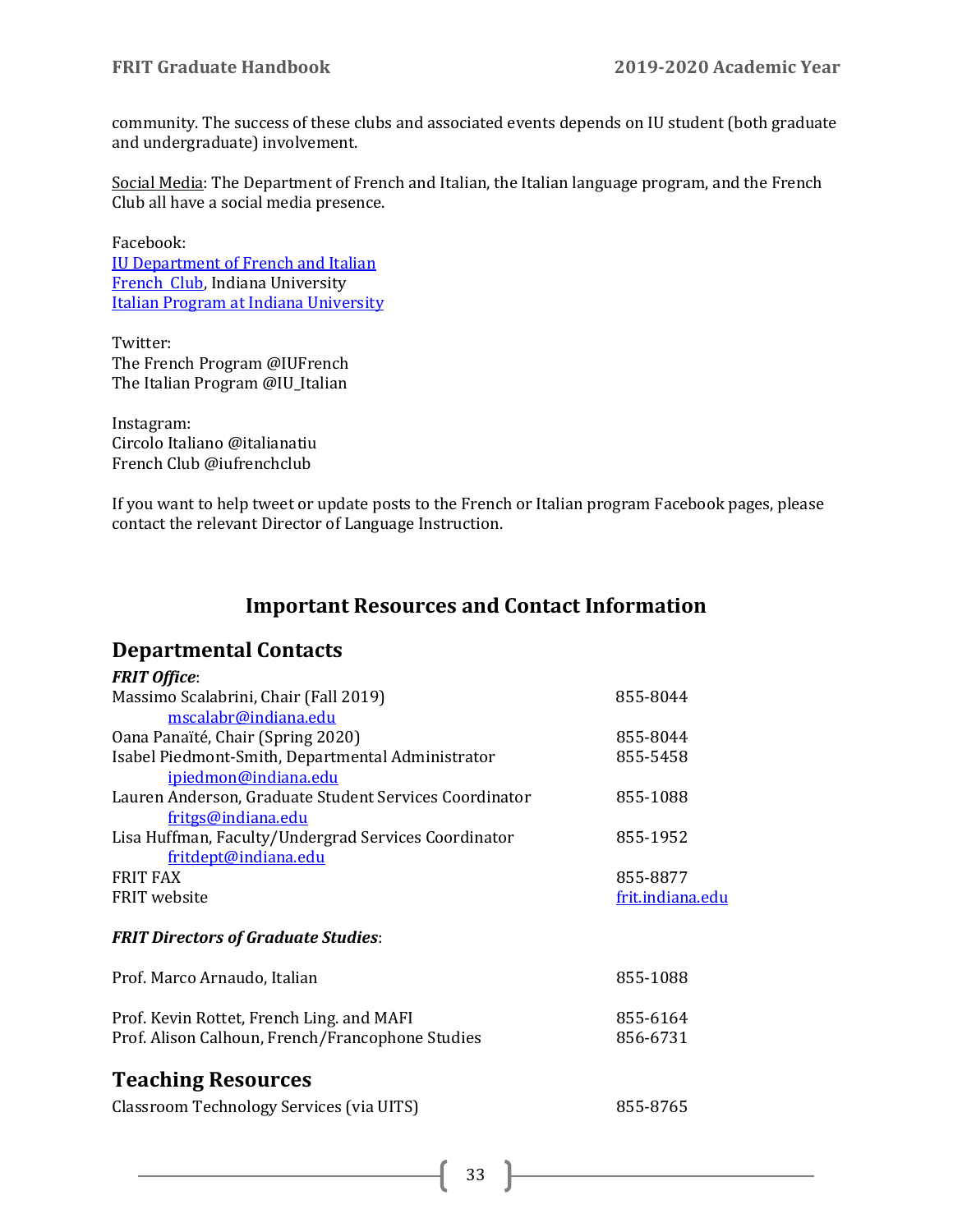community. The success of these clubs and associated events depends on IU student (both graduate and undergraduate) involvement.

Social Media: The Department of French and Italian, the Italian language program, and the French Club all have a social media presence.

Facebook:
IU Department of French and Italian
French Club, Indiana University
Italian Program at Indiana University

Twitter:
The French Program @IUFrench
The Italian Program @IU_Italian

Instagram:
Circolo Italiano @italianatiu
French Club @iufrenchclub

If you want to help tweet or update posts to the French or Italian program Facebook pages, please contact the relevant Director of Language Instruction.

# Important Resources and Contact Information

## Departmental Contacts

***FRIT Office***:

| | |
|---|---|
| Massimo Scalabrini, Chair (Fall 2019)<br>mscalabr@indiana.edu | 855-8044 |
| Oana Panaïté, Chair (Spring 2020) | 855-8044 |
| Isabel Piedmont-Smith, Departmental Administrator<br>ipiedmon@indiana.edu | 855-5458 |
| Lauren Anderson, Graduate Student Services Coordinator<br>fritgs@indiana.edu | 855-1088 |
| Lisa Huffman, Faculty/Undergrad Services Coordinator<br>fritdept@indiana.edu | 855-1952 |
| FRIT FAX | 855-8877 |
| FRIT website | frit.indiana.edu |

***FRIT Directors of Graduate Studies***:

| | |
|---|---|
| Prof. Marco Arnaudo, Italian | 855-1088 |
| Prof. Kevin Rottet, French Ling. and MAFI | 855-6164 |
| Prof. Alison Calhoun, French/Francophone Studies | 856-6731 |

## Teaching Resources

| | |
|---|---|
| Classroom Technology Services (via UITS) | 855-8765 |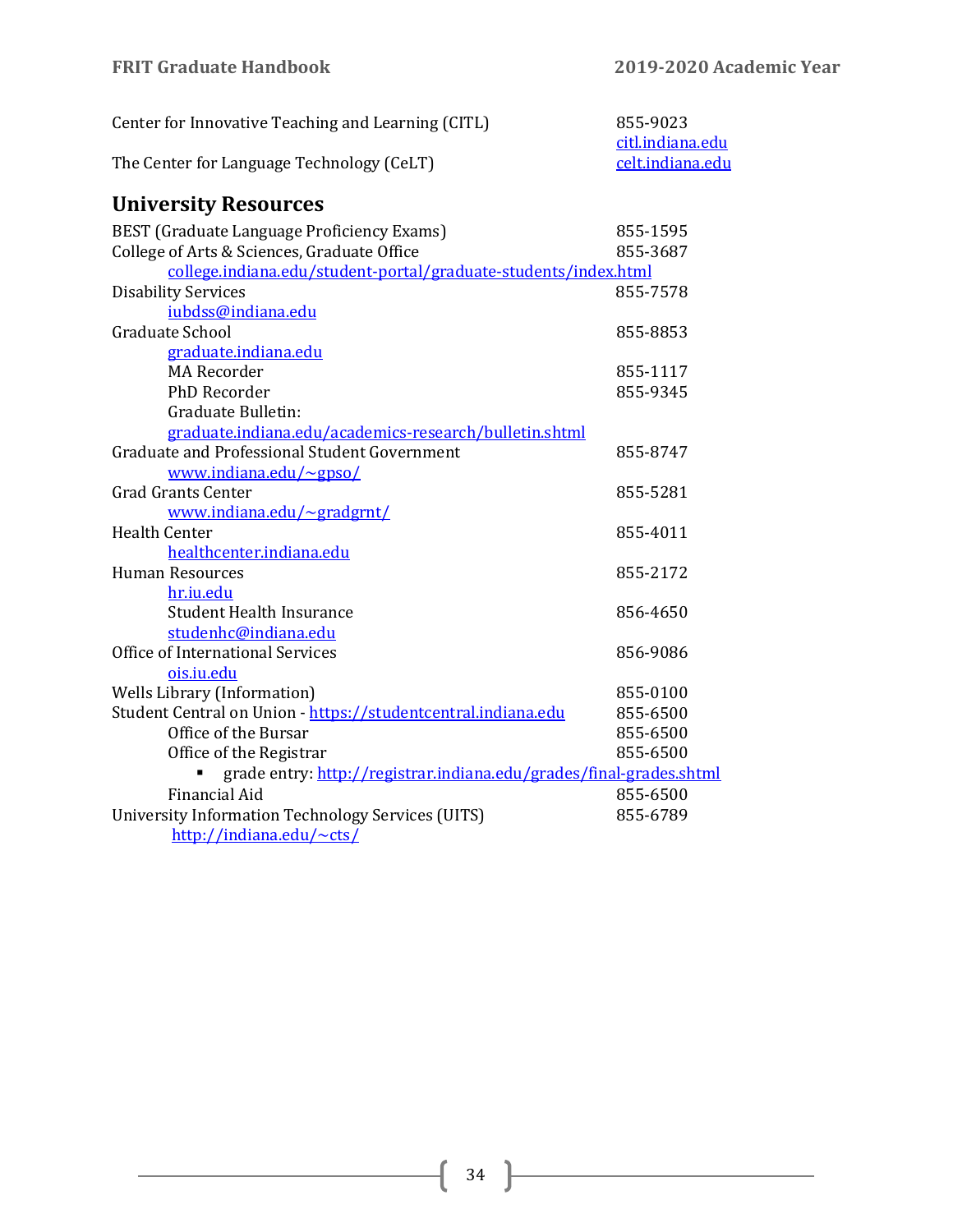Center for Innovative Teaching and Learning (CITL) 855-9023
citl.indiana.edu

The Center for Language Technology (CeLT) celt.indiana.edu

## University Resources

BEST (Graduate Language Proficiency Exams) 855-1595

College of Arts & Sciences, Graduate Office 855-3687
college.indiana.edu/student-portal/graduate-students/index.html

Disability Services 855-7578
iubdss@indiana.edu

Graduate School 855-8853
graduate.indiana.edu
- MA Recorder 855-1117
- PhD Recorder 855-9345
- Graduate Bulletin:
graduate.indiana.edu/academics-research/bulletin.shtml

Graduate and Professional Student Government 855-8747
www.indiana.edu/~gpso/

Grad Grants Center 855-5281
www.indiana.edu/~gradgrnt/

Health Center 855-4011
healthcenter.indiana.edu

Human Resources 855-2172
hr.iu.edu
- Student Health Insurance 856-4650
studenhc@indiana.edu

Office of International Services 856-9086
ois.iu.edu

Wells Library (Information) 855-0100

Student Central on Union - https://studentcentral.indiana.edu 855-6500
- Office of the Bursar 855-6500
- Office of the Registrar 855-6500
    - grade entry: http://registrar.indiana.edu/grades/final-grades.shtml
- Financial Aid 855-6500

University Information Technology Services (UITS) 855-6789
http://indiana.edu/~cts/